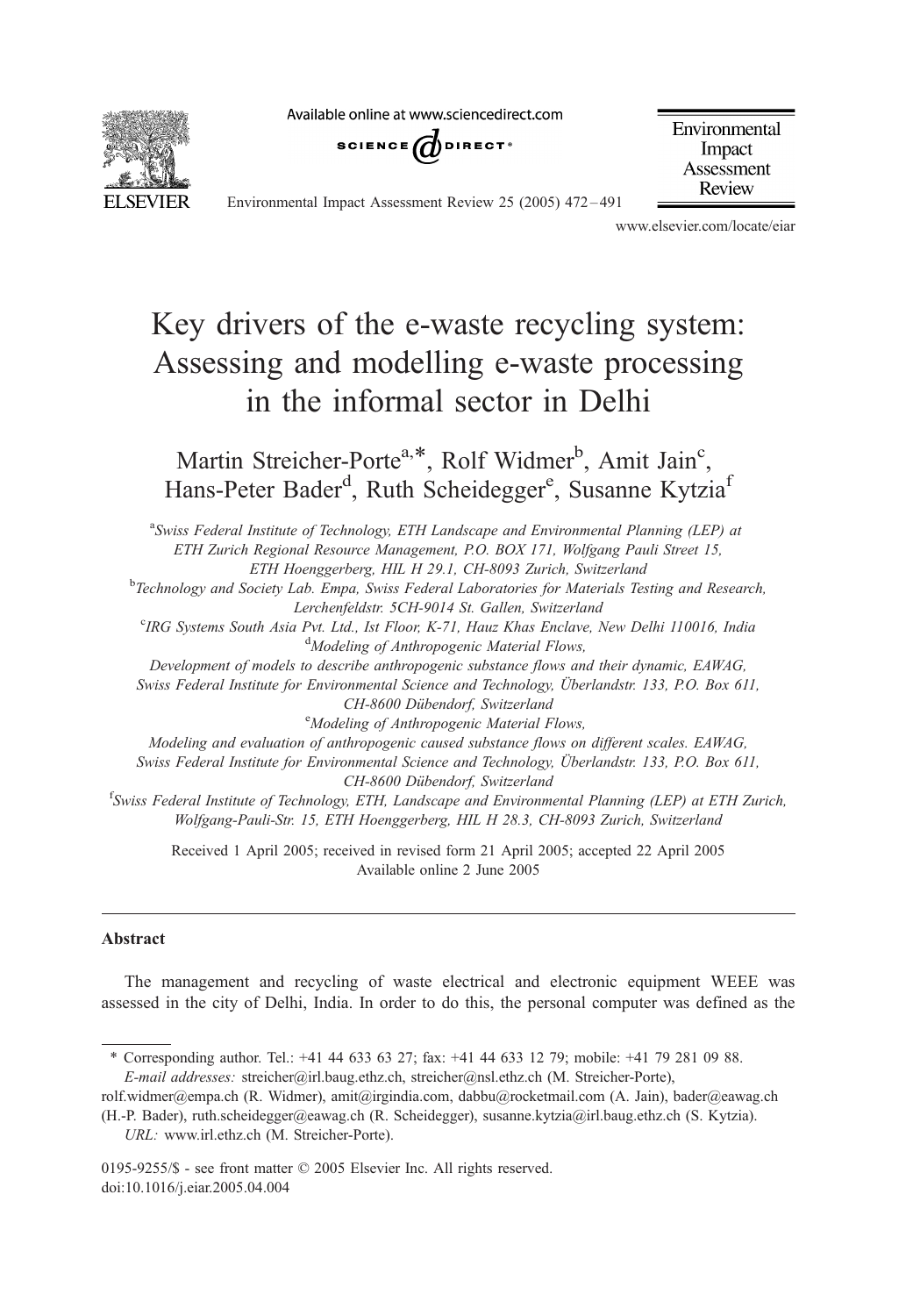# Key drivers of the e-waste recycling system: Assessing and modelling e-waste processing in the informal sector in Delhi

Martin Streicher-Porte[a,*], Rolf Widmer[b], Amit Jain[c], Hans-Peter Bader[d], Ruth Scheidegger[e], Susanne Kytzia[f]

[a]Swiss Federal Institute of Technology, ETH Landscape and Environmental Planning (LEP) at ETH Zurich Regional Resource Management, P.O. BOX 171, Wolfgang Pauli Street 15, ETH Hoenggerberg, HIL H 29.1, CH-8093 Zurich, Switzerland

[b]Technology and Society Lab. Empa, Swiss Federal Laboratories for Materials Testing and Research, Lerchenfeldstr. 5CH-9014 St. Gallen, Switzerland

[c]IRG Systems South Asia Pvt. Ltd., Ist Floor, K-71, Hauz Khas Enclave, New Delhi 110016, India

[d]Modeling of Anthropogenic Material Flows, Development of models to describe anthropogenic substance flows and their dynamic, EAWAG, Swiss Federal Institute for Environmental Science and Technology, Überlandstr. 133, P.O. Box 611, CH-8600 Dübendorf, Switzerland

[e]Modeling of Anthropogenic Material Flows, Modeling and evaluation of anthropogenic caused substance flows on different scales. EAWAG, Swiss Federal Institute for Environmental Science and Technology, Überlandstr. 133, P.O. Box 611, CH-8600 Dübendorf, Switzerland

[f]Swiss Federal Institute of Technology, ETH, Landscape and Environmental Planning (LEP) at ETH Zurich, Wolfgang-Pauli-Str. 15, ETH Hoenggerberg, HIL H 28.3, CH-8093 Zurich, Switzerland

Received 1 April 2005; received in revised form 21 April 2005; accepted 22 April 2005
Available online 2 June 2005

## Abstract

The management and recycling of waste electrical and electronic equipment WEEE was assessed in the city of Delhi, India. In order to do this, the personal computer was defined as the

---

\* Corresponding author. Tel.: +41 44 633 63 27; fax: +41 44 633 12 79; mobile: +41 79 281 09 88.
*E-mail addresses:* streicher@irl.baug.ethz.ch, streicher@nsl.ethz.ch (M. Streicher-Porte), rolf.widmer@empa.ch (R. Widmer), amit@irgindia.com, dabbu@rocketmail.com (A. Jain), bader@eawag.ch (H.-P. Bader), ruth.scheidegger@eawag.ch (R. Scheidegger), susanne.kytzia@irl.baug.ethz.ch (S. Kytzia).
*URL:* www.irl.ethz.ch (M. Streicher-Porte).

0195-9255/$ - see front matter © 2005 Elsevier Inc. All rights reserved.
doi:10.1016/j.eiar.2005.04.004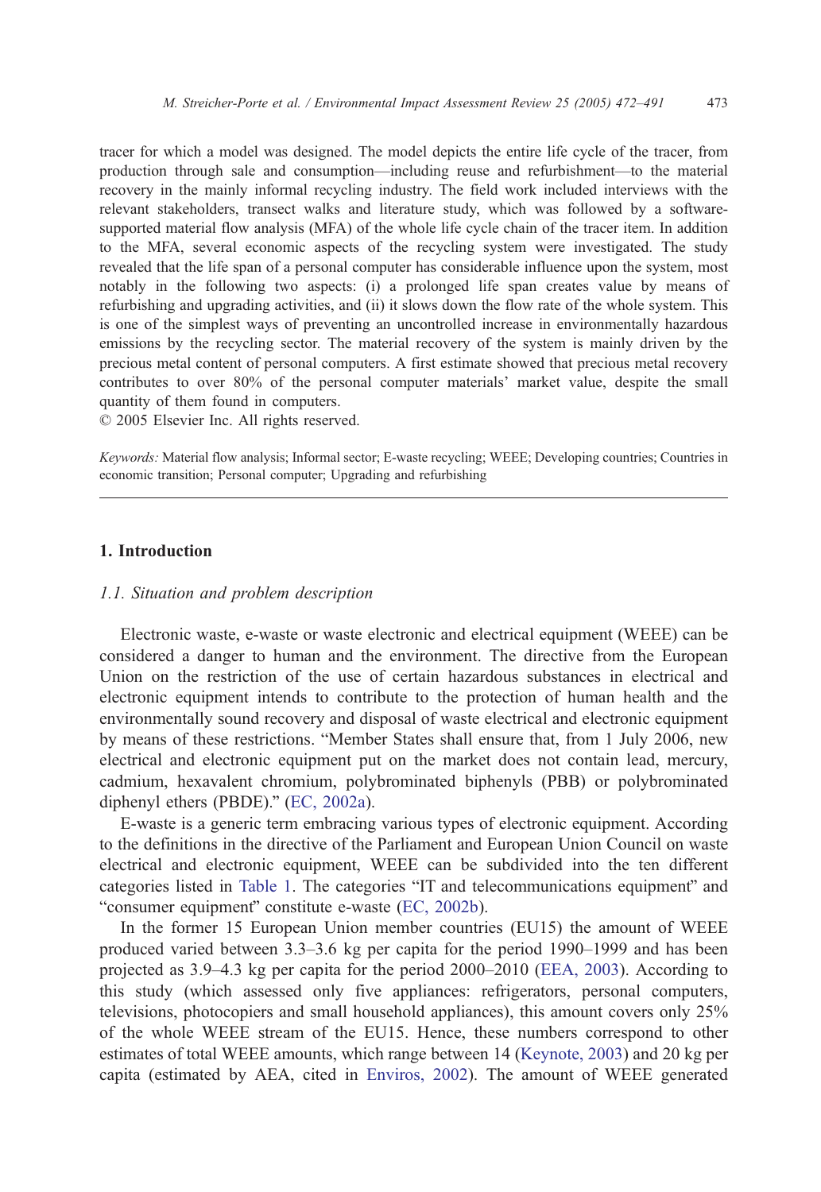tracer for which a model was designed. The model depicts the entire life cycle of the tracer, from production through sale and consumption—including reuse and refurbishment—to the material recovery in the mainly informal recycling industry. The field work included interviews with the relevant stakeholders, transect walks and literature study, which was followed by a software-supported material flow analysis (MFA) of the whole life cycle chain of the tracer item. In addition to the MFA, several economic aspects of the recycling system were investigated. The study revealed that the life span of a personal computer has considerable influence upon the system, most notably in the following two aspects: (i) a prolonged life span creates value by means of refurbishing and upgrading activities, and (ii) it slows down the flow rate of the whole system. This is one of the simplest ways of preventing an uncontrolled increase in environmentally hazardous emissions by the recycling sector. The material recovery of the system is mainly driven by the precious metal content of personal computers. A first estimate showed that precious metal recovery contributes to over 80% of the personal computer materials' market value, despite the small quantity of them found in computers.

© 2005 Elsevier Inc. All rights reserved.

*Keywords:* Material flow analysis; Informal sector; E-waste recycling; WEEE; Developing countries; Countries in economic transition; Personal computer; Upgrading and refurbishing

## 1. Introduction

### *1.1. Situation and problem description*

Electronic waste, e-waste or waste electronic and electrical equipment (WEEE) can be considered a danger to human and the environment. The directive from the European Union on the restriction of the use of certain hazardous substances in electrical and electronic equipment intends to contribute to the protection of human health and the environmentally sound recovery and disposal of waste electrical and electronic equipment by means of these restrictions. "Member States shall ensure that, from 1 July 2006, new electrical and electronic equipment put on the market does not contain lead, mercury, cadmium, hexavalent chromium, polybrominated biphenyls (PBB) or polybrominated diphenyl ethers (PBDE)." (EC, 2002a).

E-waste is a generic term embracing various types of electronic equipment. According to the definitions in the directive of the Parliament and European Union Council on waste electrical and electronic equipment, WEEE can be subdivided into the ten different categories listed in Table 1. The categories "IT and telecommunications equipment" and "consumer equipment" constitute e-waste (EC, 2002b).

In the former 15 European Union member countries (EU15) the amount of WEEE produced varied between 3.3–3.6 kg per capita for the period 1990–1999 and has been projected as 3.9–4.3 kg per capita for the period 2000–2010 (EEA, 2003). According to this study (which assessed only five appliances: refrigerators, personal computers, televisions, photocopiers and small household appliances), this amount covers only 25% of the whole WEEE stream of the EU15. Hence, these numbers correspond to other estimates of total WEEE amounts, which range between 14 (Keynote, 2003) and 20 kg per capita (estimated by AEA, cited in Enviros, 2002). The amount of WEEE generated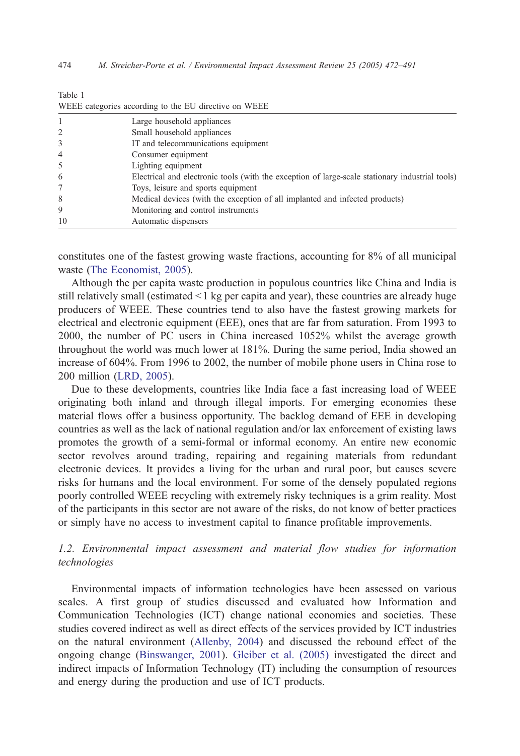Table 1

WEEE categories according to the EU directive on WEEE

| | |
|---|---|
| 1 | Large household appliances |
| 2 | Small household appliances |
| 3 | IT and telecommunications equipment |
| 4 | Consumer equipment |
| 5 | Lighting equipment |
| 6 | Electrical and electronic tools (with the exception of large-scale stationary industrial tools) |
| 7 | Toys, leisure and sports equipment |
| 8 | Medical devices (with the exception of all implanted and infected products) |
| 9 | Monitoring and control instruments |
| 10 | Automatic dispensers |

constitutes one of the fastest growing waste fractions, accounting for 8% of all municipal waste (The Economist, 2005).

Although the per capita waste production in populous countries like China and India is still relatively small (estimated <1 kg per capita and year), these countries are already huge producers of WEEE. These countries tend to also have the fastest growing markets for electrical and electronic equipment (EEE), ones that are far from saturation. From 1993 to 2000, the number of PC users in China increased 1052% whilst the average growth throughout the world was much lower at 181%. During the same period, India showed an increase of 604%. From 1996 to 2002, the number of mobile phone users in China rose to 200 million (LRD, 2005).

Due to these developments, countries like India face a fast increasing load of WEEE originating both inland and through illegal imports. For emerging economies these material flows offer a business opportunity. The backlog demand of EEE in developing countries as well as the lack of national regulation and/or lax enforcement of existing laws promotes the growth of a semi-formal or informal economy. An entire new economic sector revolves around trading, repairing and regaining materials from redundant electronic devices. It provides a living for the urban and rural poor, but causes severe risks for humans and the local environment. For some of the densely populated regions poorly controlled WEEE recycling with extremely risky techniques is a grim reality. Most of the participants in this sector are not aware of the risks, do not know of better practices or simply have no access to investment capital to finance profitable improvements.

### *1.2. Environmental impact assessment and material flow studies for information technologies*

Environmental impacts of information technologies have been assessed on various scales. A first group of studies discussed and evaluated how Information and Communication Technologies (ICT) change national economies and societies. These studies covered indirect as well as direct effects of the services provided by ICT industries on the natural environment (Allenby, 2004) and discussed the rebound effect of the ongoing change (Binswanger, 2001). Gleiber et al. (2005) investigated the direct and indirect impacts of Information Technology (IT) including the consumption of resources and energy during the production and use of ICT products.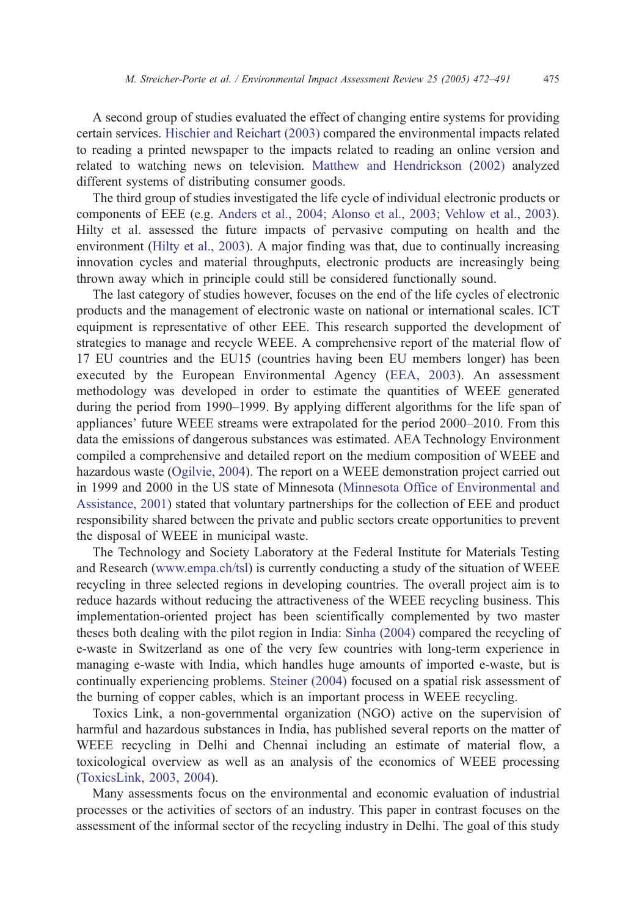A second group of studies evaluated the effect of changing entire systems for providing certain services. Hischier and Reichart (2003) compared the environmental impacts related to reading a printed newspaper to the impacts related to reading an online version and related to watching news on television. Matthew and Hendrickson (2002) analyzed different systems of distributing consumer goods.

The third group of studies investigated the life cycle of individual electronic products or components of EEE (e.g. Anders et al., 2004; Alonso et al., 2003; Vehlow et al., 2003). Hilty et al. assessed the future impacts of pervasive computing on health and the environment (Hilty et al., 2003). A major finding was that, due to continually increasing innovation cycles and material throughputs, electronic products are increasingly being thrown away which in principle could still be considered functionally sound.

The last category of studies however, focuses on the end of the life cycles of electronic products and the management of electronic waste on national or international scales. ICT equipment is representative of other EEE. This research supported the development of strategies to manage and recycle WEEE. A comprehensive report of the material flow of 17 EU countries and the EU15 (countries having been EU members longer) has been executed by the European Environmental Agency (EEA, 2003). An assessment methodology was developed in order to estimate the quantities of WEEE generated during the period from 1990–1999. By applying different algorithms for the life span of appliances' future WEEE streams were extrapolated for the period 2000–2010. From this data the emissions of dangerous substances was estimated. AEA Technology Environment compiled a comprehensive and detailed report on the medium composition of WEEE and hazardous waste (Ogilvie, 2004). The report on a WEEE demonstration project carried out in 1999 and 2000 in the US state of Minnesota (Minnesota Office of Environmental and Assistance, 2001) stated that voluntary partnerships for the collection of EEE and product responsibility shared between the private and public sectors create opportunities to prevent the disposal of WEEE in municipal waste.

The Technology and Society Laboratory at the Federal Institute for Materials Testing and Research (www.empa.ch/tsl) is currently conducting a study of the situation of WEEE recycling in three selected regions in developing countries. The overall project aim is to reduce hazards without reducing the attractiveness of the WEEE recycling business. This implementation-oriented project has been scientifically complemented by two master theses both dealing with the pilot region in India: Sinha (2004) compared the recycling of e-waste in Switzerland as one of the very few countries with long-term experience in managing e-waste with India, which handles huge amounts of imported e-waste, but is continually experiencing problems. Steiner (2004) focused on a spatial risk assessment of the burning of copper cables, which is an important process in WEEE recycling.

Toxics Link, a non-governmental organization (NGO) active on the supervision of harmful and hazardous substances in India, has published several reports on the matter of WEEE recycling in Delhi and Chennai including an estimate of material flow, a toxicological overview as well as an analysis of the economics of WEEE processing (ToxicsLink, 2003, 2004).

Many assessments focus on the environmental and economic evaluation of industrial processes or the activities of sectors of an industry. This paper in contrast focuses on the assessment of the informal sector of the recycling industry in Delhi. The goal of this study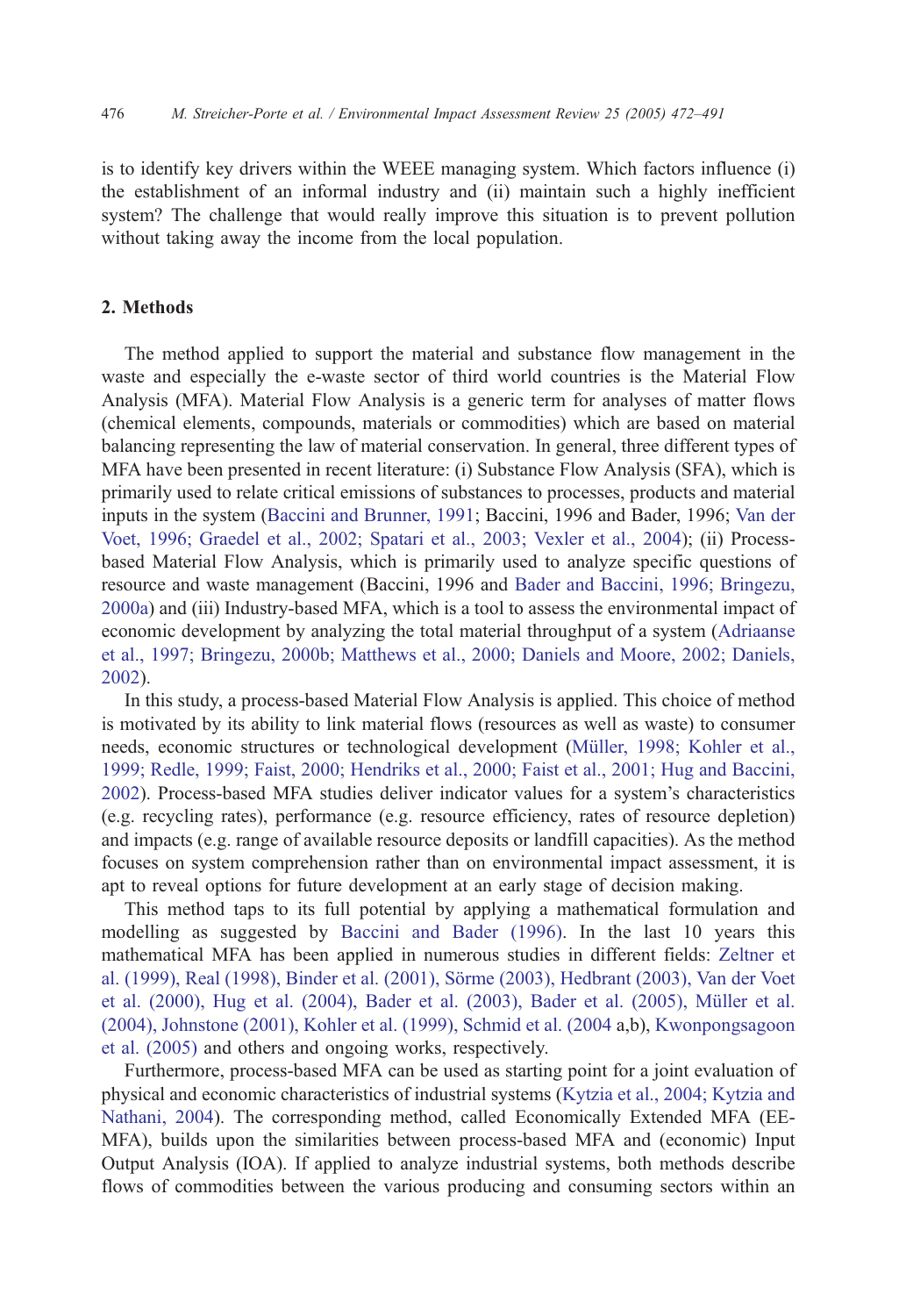is to identify key drivers within the WEEE managing system. Which factors influence (i) the establishment of an informal industry and (ii) maintain such a highly inefficient system? The challenge that would really improve this situation is to prevent pollution without taking away the income from the local population.

## 2. Methods

The method applied to support the material and substance flow management in the waste and especially the e-waste sector of third world countries is the Material Flow Analysis (MFA). Material Flow Analysis is a generic term for analyses of matter flows (chemical elements, compounds, materials or commodities) which are based on material balancing representing the law of material conservation. In general, three different types of MFA have been presented in recent literature: (i) Substance Flow Analysis (SFA), which is primarily used to relate critical emissions of substances to processes, products and material inputs in the system (Baccini and Brunner, 1991; Baccini, 1996 and Bader, 1996; Van der Voet, 1996; Graedel et al., 2002; Spatari et al., 2003; Vexler et al., 2004); (ii) Process-based Material Flow Analysis, which is primarily used to analyze specific questions of resource and waste management (Baccini, 1996 and Bader and Baccini, 1996; Bringezu, 2000a) and (iii) Industry-based MFA, which is a tool to assess the environmental impact of economic development by analyzing the total material throughput of a system (Adriaanse et al., 1997; Bringezu, 2000b; Matthews et al., 2000; Daniels and Moore, 2002; Daniels, 2002).

In this study, a process-based Material Flow Analysis is applied. This choice of method is motivated by its ability to link material flows (resources as well as waste) to consumer needs, economic structures or technological development (Müller, 1998; Kohler et al., 1999; Redle, 1999; Faist, 2000; Hendriks et al., 2000; Faist et al., 2001; Hug and Baccini, 2002). Process-based MFA studies deliver indicator values for a system's characteristics (e.g. recycling rates), performance (e.g. resource efficiency, rates of resource depletion) and impacts (e.g. range of available resource deposits or landfill capacities). As the method focuses on system comprehension rather than on environmental impact assessment, it is apt to reveal options for future development at an early stage of decision making.

This method taps to its full potential by applying a mathematical formulation and modelling as suggested by Baccini and Bader (1996). In the last 10 years this mathematical MFA has been applied in numerous studies in different fields: Zeltner et al. (1999), Real (1998), Binder et al. (2001), Sörme (2003), Hedbrant (2003), Van der Voet et al. (2000), Hug et al. (2004), Bader et al. (2003), Bader et al. (2005), Müller et al. (2004), Johnstone (2001), Kohler et al. (1999), Schmid et al. (2004 a,b), Kwonpongsagoon et al. (2005) and others and ongoing works, respectively.

Furthermore, process-based MFA can be used as starting point for a joint evaluation of physical and economic characteristics of industrial systems (Kytzia et al., 2004; Kytzia and Nathani, 2004). The corresponding method, called Economically Extended MFA (EE-MFA), builds upon the similarities between process-based MFA and (economic) Input Output Analysis (IOA). If applied to analyze industrial systems, both methods describe flows of commodities between the various producing and consuming sectors within an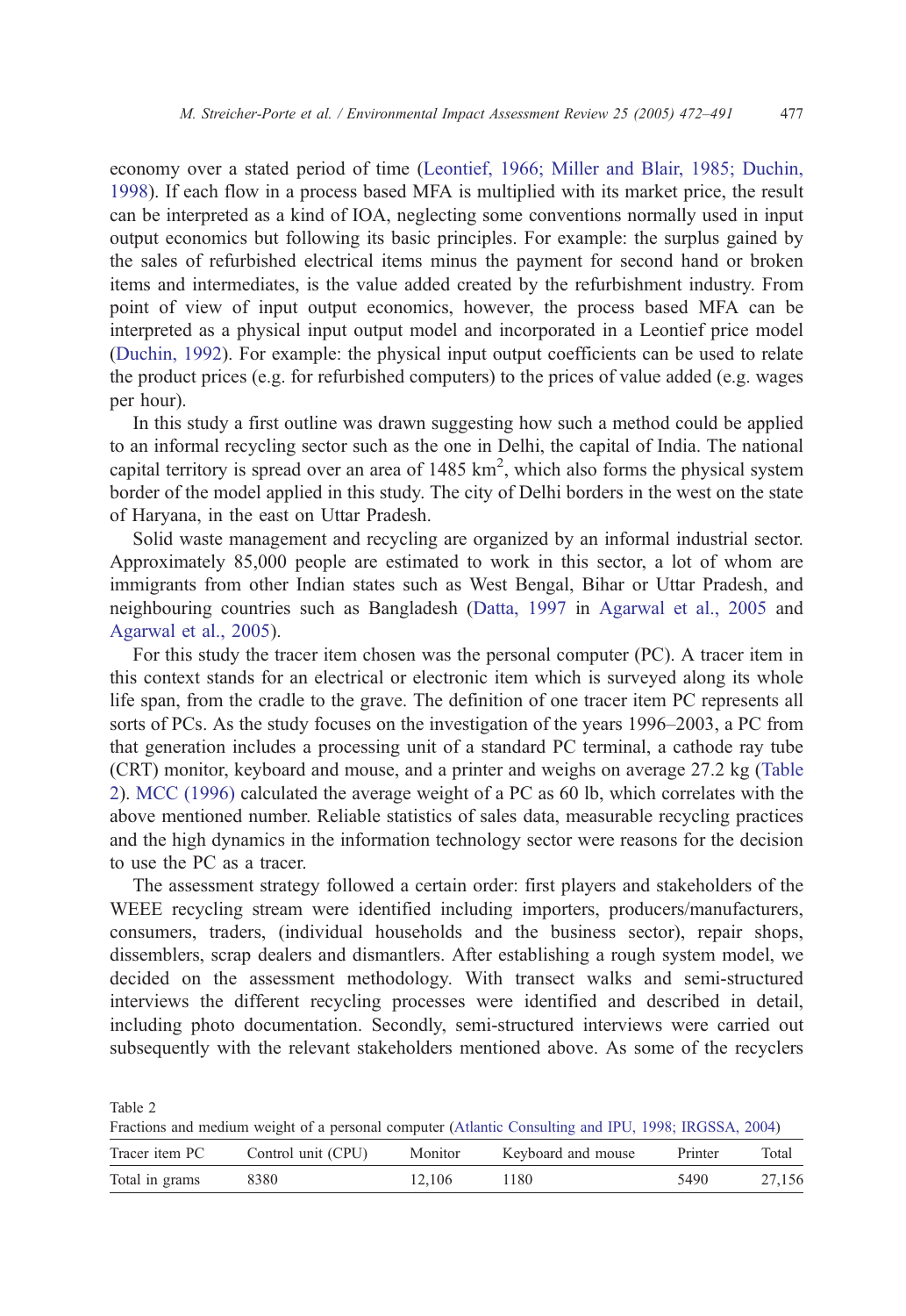economy over a stated period of time (Leontief, 1966; Miller and Blair, 1985; Duchin, 1998). If each flow in a process based MFA is multiplied with its market price, the result can be interpreted as a kind of IOA, neglecting some conventions normally used in input output economics but following its basic principles. For example: the surplus gained by the sales of refurbished electrical items minus the payment for second hand or broken items and intermediates, is the value added created by the refurbishment industry. From point of view of input output economics, however, the process based MFA can be interpreted as a physical input output model and incorporated in a Leontief price model (Duchin, 1992). For example: the physical input output coefficients can be used to relate the product prices (e.g. for refurbished computers) to the prices of value added (e.g. wages per hour).

In this study a first outline was drawn suggesting how such a method could be applied to an informal recycling sector such as the one in Delhi, the capital of India. The national capital territory is spread over an area of 1485 $km^2$, which also forms the physical system border of the model applied in this study. The city of Delhi borders in the west on the state of Haryana, in the east on Uttar Pradesh.

Solid waste management and recycling are organized by an informal industrial sector. Approximately 85,000 people are estimated to work in this sector, a lot of whom are immigrants from other Indian states such as West Bengal, Bihar or Uttar Pradesh, and neighbouring countries such as Bangladesh (Datta, 1997 in Agarwal et al., 2005 and Agarwal et al., 2005).

For this study the tracer item chosen was the personal computer (PC). A tracer item in this context stands for an electrical or electronic item which is surveyed along its whole life span, from the cradle to the grave. The definition of one tracer item PC represents all sorts of PCs. As the study focuses on the investigation of the years 1996–2003, a PC from that generation includes a processing unit of a standard PC terminal, a cathode ray tube (CRT) monitor, keyboard and mouse, and a printer and weighs on average 27.2 kg (Table 2). MCC (1996) calculated the average weight of a PC as 60 lb, which correlates with the above mentioned number. Reliable statistics of sales data, measurable recycling practices and the high dynamics in the information technology sector were reasons for the decision to use the PC as a tracer.

The assessment strategy followed a certain order: first players and stakeholders of the WEEE recycling stream were identified including importers, producers/manufacturers, consumers, traders, (individual households and the business sector), repair shops, dissemblers, scrap dealers and dismantlers. After establishing a rough system model, we decided on the assessment methodology. With transect walks and semi-structured interviews the different recycling processes were identified and described in detail, including photo documentation. Secondly, semi-structured interviews were carried out subsequently with the relevant stakeholders mentioned above. As some of the recyclers

Table 2
Fractions and medium weight of a personal computer (Atlantic Consulting and IPU, 1998; IRGSSA, 2004)

| Tracer item PC | Control unit (CPU) | Monitor | Keyboard and mouse | Printer | Total |
|---|---|---|---|---|---|
| Total in grams | 8380 | 12,106 | 1180 | 5490 | 27,156 |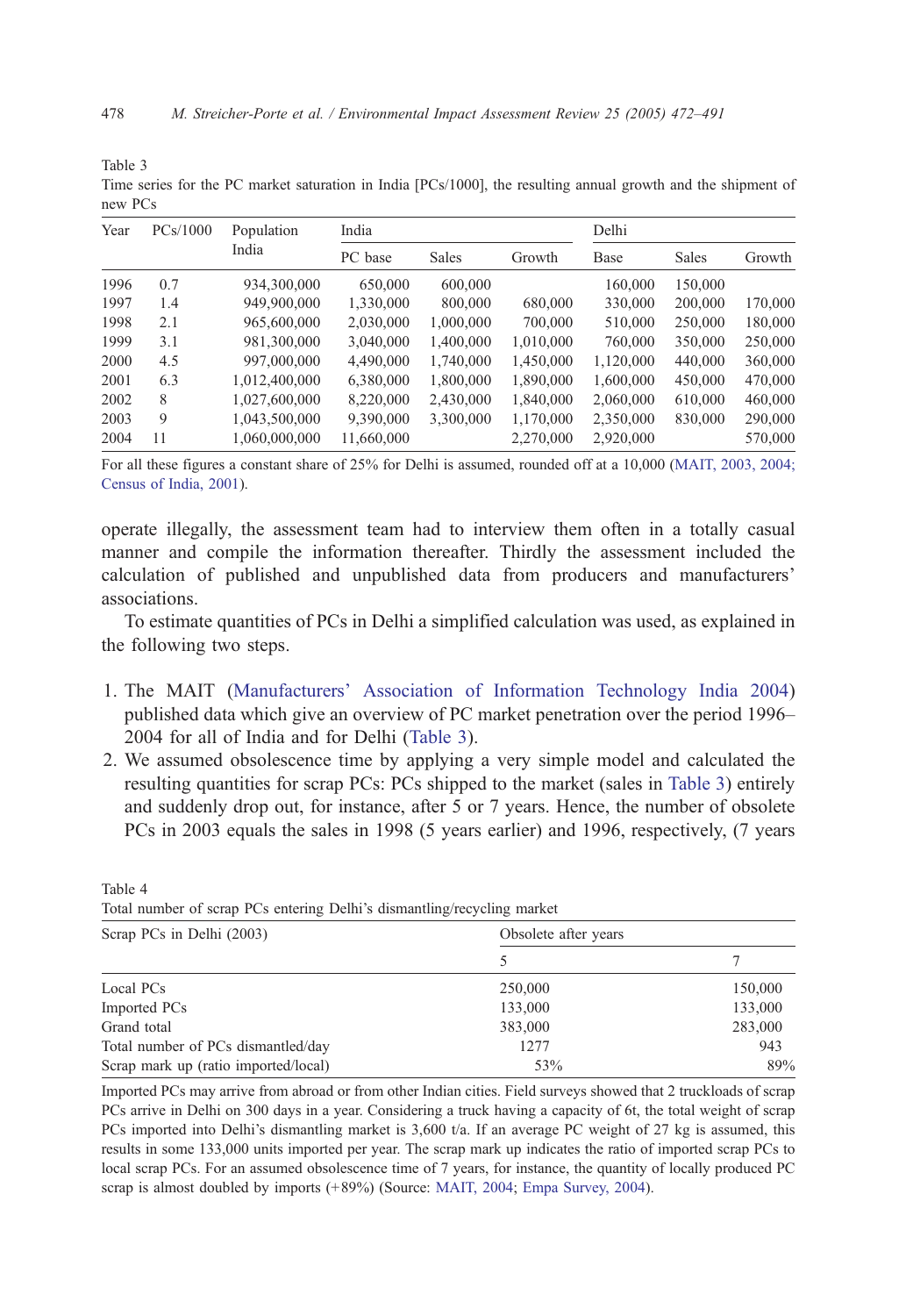Table 3
Time series for the PC market saturation in India [PCs/1000], the resulting annual growth and the shipment of new PCs

| Year | PCs/1000 | Population India | India | | | Delhi | | |
|---|---|---|---|---|---|---|---|---|
| | | | PC base | Sales | Growth | Base | Sales | Growth |
| 1996 | 0.7 | 934,300,000 | 650,000 | 600,000 | | 160,000 | 150,000 | |
| 1997 | 1.4 | 949,900,000 | 1,330,000 | 800,000 | 680,000 | 330,000 | 200,000 | 170,000 |
| 1998 | 2.1 | 965,600,000 | 2,030,000 | 1,000,000 | 700,000 | 510,000 | 250,000 | 180,000 |
| 1999 | 3.1 | 981,300,000 | 3,040,000 | 1,400,000 | 1,010,000 | 760,000 | 350,000 | 250,000 |
| 2000 | 4.5 | 997,000,000 | 4,490,000 | 1,740,000 | 1,450,000 | 1,120,000 | 440,000 | 360,000 |
| 2001 | 6.3 | 1,012,400,000 | 6,380,000 | 1,800,000 | 1,890,000 | 1,600,000 | 450,000 | 470,000 |
| 2002 | 8 | 1,027,600,000 | 8,220,000 | 2,430,000 | 1,840,000 | 2,060,000 | 610,000 | 460,000 |
| 2003 | 9 | 1,043,500,000 | 9,390,000 | 3,300,000 | 1,170,000 | 2,350,000 | 830,000 | 290,000 |
| 2004 | 11 | 1,060,000,000 | 11,660,000 | | 2,270,000 | 2,920,000 | | 570,000 |

For all these figures a constant share of 25% for Delhi is assumed, rounded off at a 10,000 (MAIT, 2003, 2004; Census of India, 2001).

operate illegally, the assessment team had to interview them often in a totally casual manner and compile the information thereafter. Thirdly the assessment included the calculation of published and unpublished data from producers and manufacturers' associations.

To estimate quantities of PCs in Delhi a simplified calculation was used, as explained in the following two steps.

1. The MAIT (Manufacturers' Association of Information Technology India 2004) published data which give an overview of PC market penetration over the period 1996–2004 for all of India and for Delhi (Table 3).
2. We assumed obsolescence time by applying a very simple model and calculated the resulting quantities for scrap PCs: PCs shipped to the market (sales in Table 3) entirely and suddenly drop out, for instance, after 5 or 7 years. Hence, the number of obsolete PCs in 2003 equals the sales in 1998 (5 years earlier) and 1996, respectively, (7 years

Table 4
Total number of scrap PCs entering Delhi's dismantling/recycling market

| Scrap PCs in Delhi (2003) | Obsolete after years | |
|---|---|---|
| | 5 | 7 |
| Local PCs | 250,000 | 150,000 |
| Imported PCs | 133,000 | 133,000 |
| Grand total | 383,000 | 283,000 |
| Total number of PCs dismantled/day | 1277 | 943 |
| Scrap mark up (ratio imported/local) | 53% | 89% |

Imported PCs may arrive from abroad or from other Indian cities. Field surveys showed that 2 truckloads of scrap PCs arrive in Delhi on 300 days in a year. Considering a truck having a capacity of 6t, the total weight of scrap PCs imported into Delhi's dismantling market is 3,600 t/a. If an average PC weight of 27 kg is assumed, this results in some 133,000 units imported per year. The scrap mark up indicates the ratio of imported scrap PCs to local scrap PCs. For an assumed obsolescence time of 7 years, for instance, the quantity of locally produced PC scrap is almost doubled by imports (+89%) (Source: MAIT, 2004; Empa Survey, 2004).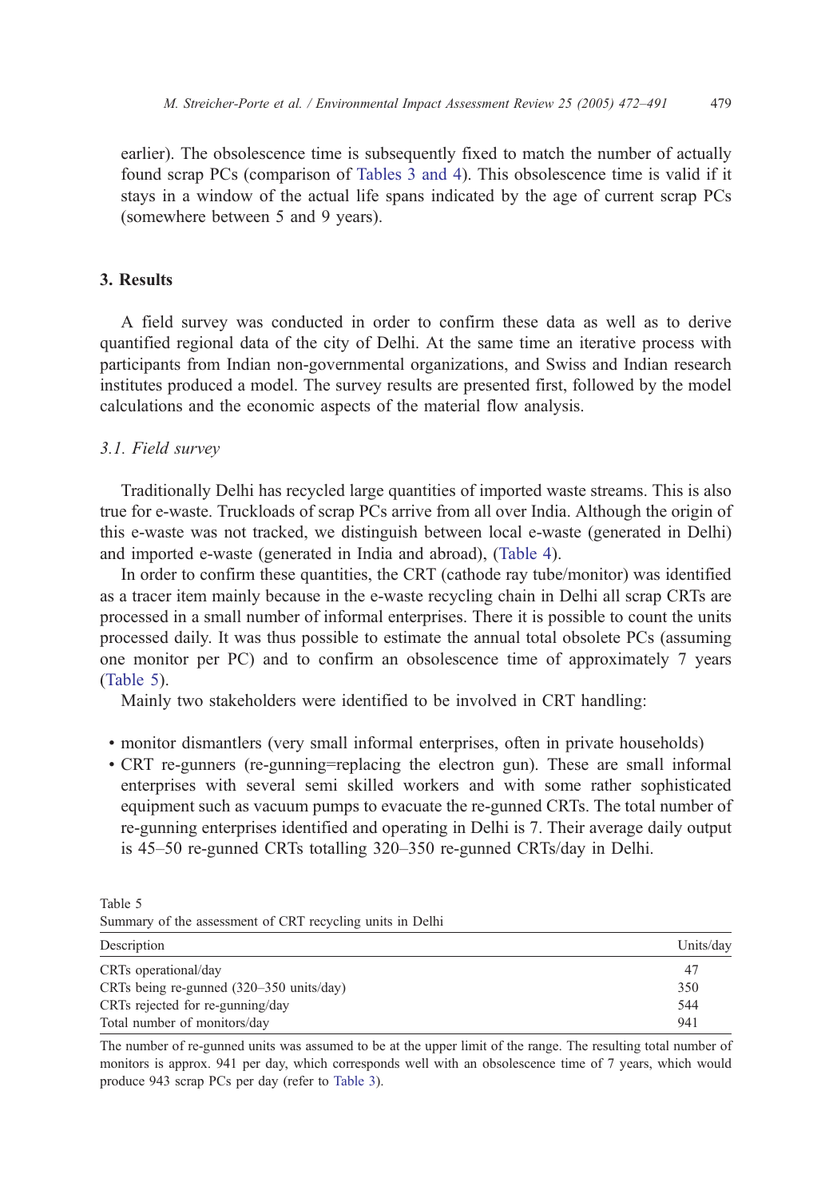earlier). The obsolescence time is subsequently fixed to match the number of actually found scrap PCs (comparison of Tables 3 and 4). This obsolescence time is valid if it stays in a window of the actual life spans indicated by the age of current scrap PCs (somewhere between 5 and 9 years).

## 3. Results

A field survey was conducted in order to confirm these data as well as to derive quantified regional data of the city of Delhi. At the same time an iterative process with participants from Indian non-governmental organizations, and Swiss and Indian research institutes produced a model. The survey results are presented first, followed by the model calculations and the economic aspects of the material flow analysis.

### *3.1. Field survey*

Traditionally Delhi has recycled large quantities of imported waste streams. This is also true for e-waste. Truckloads of scrap PCs arrive from all over India. Although the origin of this e-waste was not tracked, we distinguish between local e-waste (generated in Delhi) and imported e-waste (generated in India and abroad), (Table 4).

In order to confirm these quantities, the CRT (cathode ray tube/monitor) was identified as a tracer item mainly because in the e-waste recycling chain in Delhi all scrap CRTs are processed in a small number of informal enterprises. There it is possible to count the units processed daily. It was thus possible to estimate the annual total obsolete PCs (assuming one monitor per PC) and to confirm an obsolescence time of approximately 7 years (Table 5).

Mainly two stakeholders were identified to be involved in CRT handling:

- monitor dismantlers (very small informal enterprises, often in private households)
- CRT re-gunners (re-gunning=replacing the electron gun). These are small informal enterprises with several semi skilled workers and with some rather sophisticated equipment such as vacuum pumps to evacuate the re-gunned CRTs. The total number of re-gunning enterprises identified and operating in Delhi is 7. Their average daily output is 45–50 re-gunned CRTs totalling 320–350 re-gunned CRTs/day in Delhi.

Table 5
Summary of the assessment of CRT recycling units in Delhi

| Description | Units/day |
|---|---|
| CRTs operational/day | 47 |
| CRTs being re-gunned (320–350 units/day) | 350 |
| CRTs rejected for re-gunning/day | 544 |
| Total number of monitors/day | 941 |

The number of re-gunned units was assumed to be at the upper limit of the range. The resulting total number of monitors is approx. 941 per day, which corresponds well with an obsolescence time of 7 years, which would produce 943 scrap PCs per day (refer to Table 3).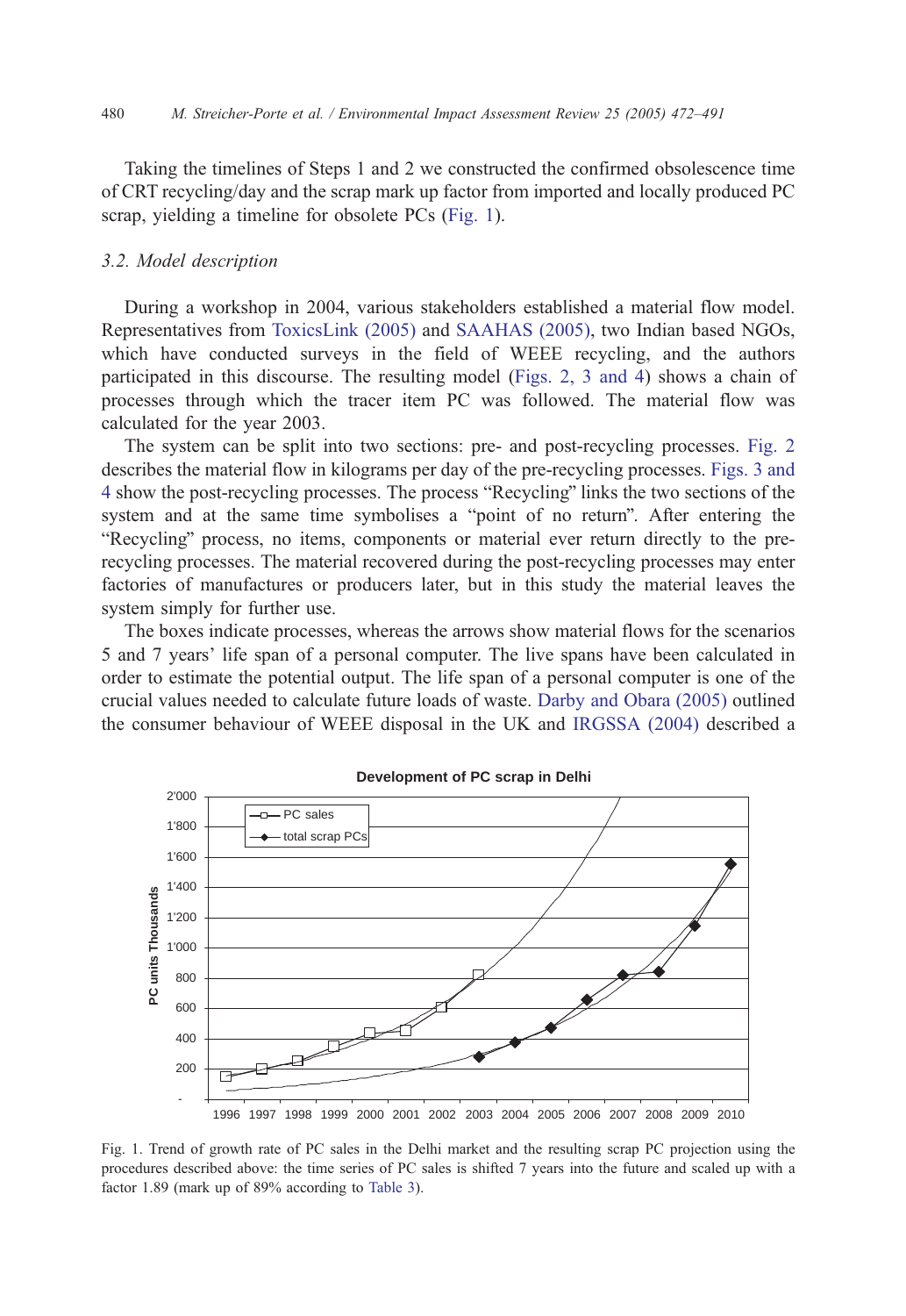Taking the timelines of Steps 1 and 2 we constructed the confirmed obsolescence time of CRT recycling/day and the scrap mark up factor from imported and locally produced PC scrap, yielding a timeline for obsolete PCs (Fig. 1).

### *3.2. Model description*

During a workshop in 2004, various stakeholders established a material flow model. Representatives from ToxicsLink (2005) and SAAHAS (2005), two Indian based NGOs, which have conducted surveys in the field of WEEE recycling, and the authors participated in this discourse. The resulting model (Figs. 2, 3 and 4) shows a chain of processes through which the tracer item PC was followed. The material flow was calculated for the year 2003.

The system can be split into two sections: pre- and post-recycling processes. Fig. 2 describes the material flow in kilograms per day of the pre-recycling processes. Figs. 3 and 4 show the post-recycling processes. The process "Recycling" links the two sections of the system and at the same time symbolises a "point of no return". After entering the "Recycling" process, no items, components or material ever return directly to the pre-recycling processes. The material recovered during the post-recycling processes may enter factories of manufactures or producers later, but in this study the material leaves the system simply for further use.

The boxes indicate processes, whereas the arrows show material flows for the scenarios 5 and 7 years' life span of a personal computer. The live spans have been calculated in order to estimate the potential output. The life span of a personal computer is one of the crucial values needed to calculate future loads of waste. Darby and Obara (2005) outlined the consumer behaviour of WEEE disposal in the UK and IRGSSA (2004) described a

Fig. 1. Trend of growth rate of PC sales in the Delhi market and the resulting scrap PC projection using the procedures described above: the time series of PC sales is shifted 7 years into the future and scaled up with a factor 1.89 (mark up of 89% according to Table 3).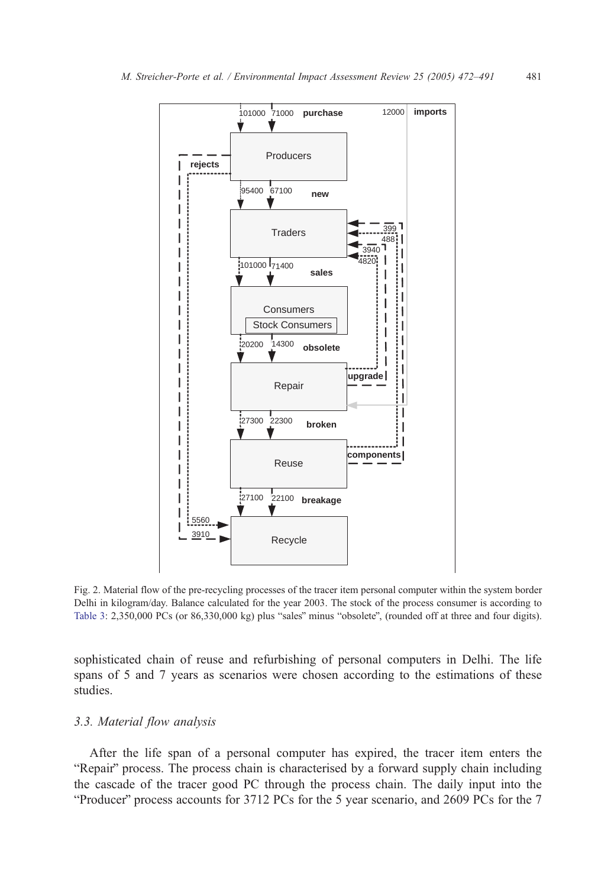Fig. 2. Material flow of the pre-recycling processes of the tracer item personal computer within the system border Delhi in kilogram/day. Balance calculated for the year 2003. The stock of the process consumer is according to Table 3: 2,350,000 PCs (or 86,330,000 kg) plus “sales” minus “obsolete”, (rounded off at three and four digits).

sophisticated chain of reuse and refurbishing of personal computers in Delhi. The life spans of 5 and 7 years as scenarios were chosen according to the estimations of these studies.

### *3.3. Material flow analysis*

After the life span of a personal computer has expired, the tracer item enters the “Repair” process. The process chain is characterised by a forward supply chain including the cascade of the tracer good PC through the process chain. The daily input into the “Producer” process accounts for 3712 PCs for the 5 year scenario, and 2609 PCs for the 7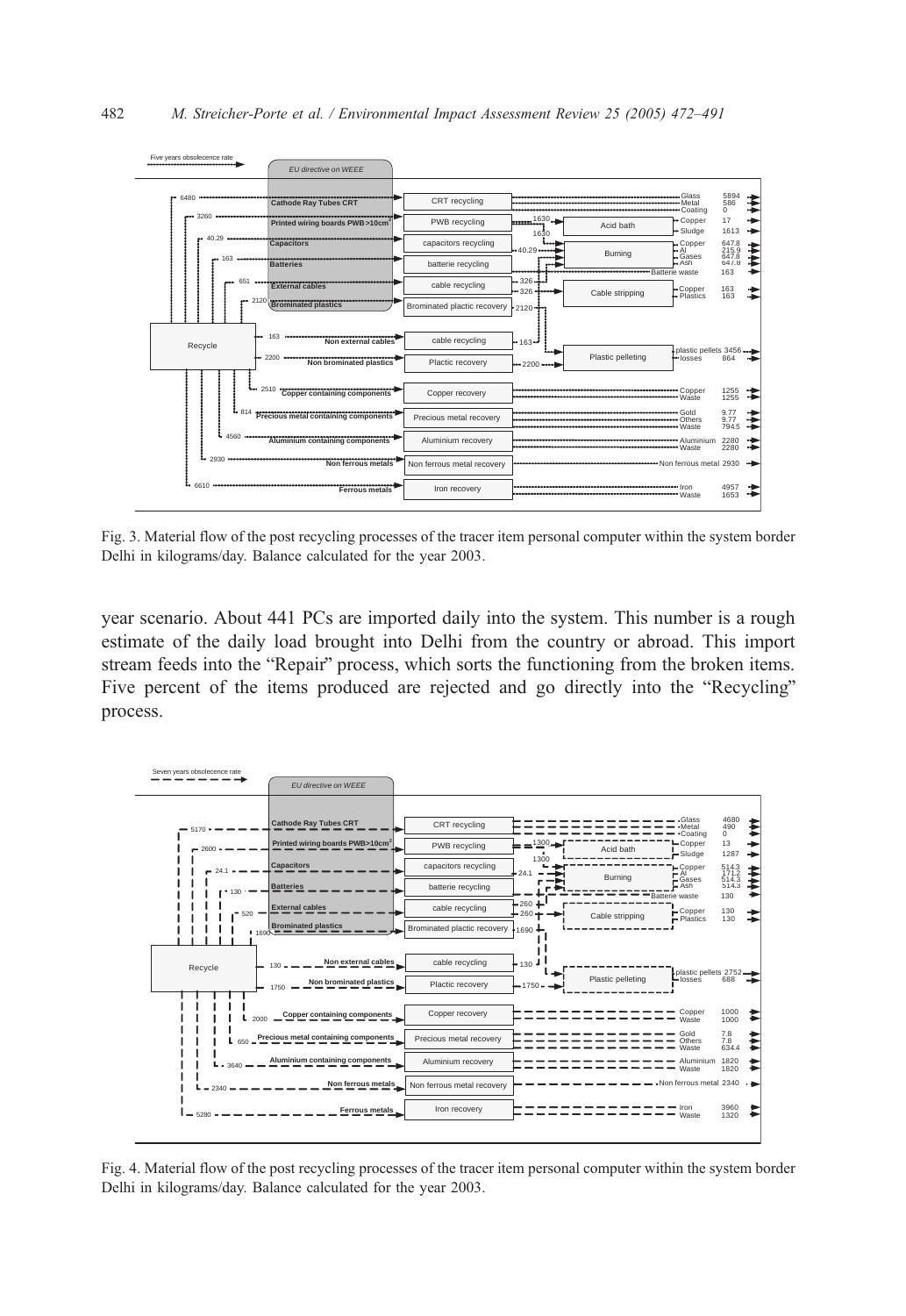Fig. 3. Material flow of the post recycling processes of the tracer item personal computer within the system border Delhi in kilograms/day. Balance calculated for the year 2003.

year scenario. About 441 PCs are imported daily into the system. This number is a rough estimate of the daily load brought into Delhi from the country or abroad. This import stream feeds into the "Repair" process, which sorts the functioning from the broken items. Five percent of the items produced are rejected and go directly into the "Recycling" process.

Fig. 4. Material flow of the post recycling processes of the tracer item personal computer within the system border Delhi in kilograms/day. Balance calculated for the year 2003.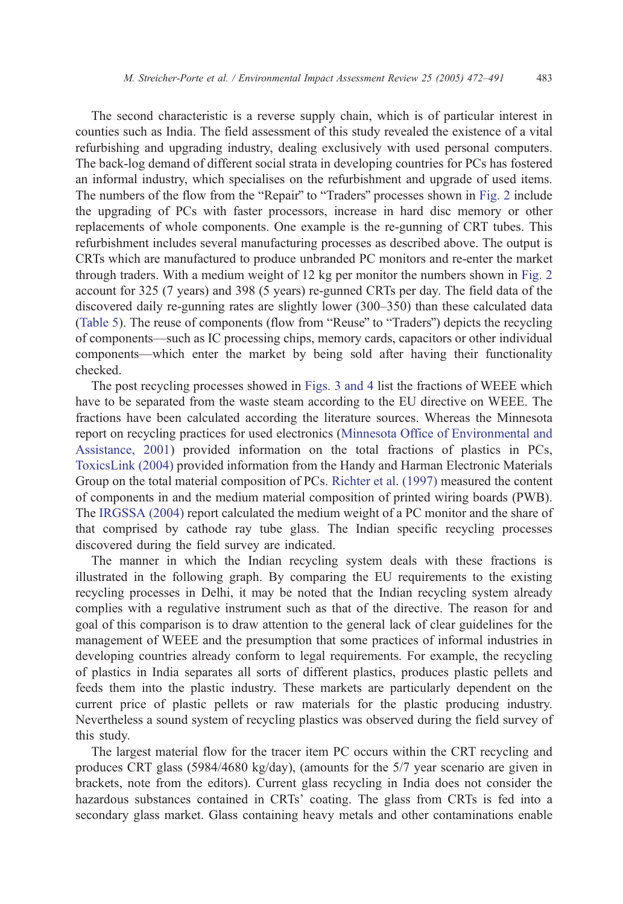The second characteristic is a reverse supply chain, which is of particular interest in counties such as India. The field assessment of this study revealed the existence of a vital refurbishing and upgrading industry, dealing exclusively with used personal computers. The back-log demand of different social strata in developing countries for PCs has fostered an informal industry, which specialises on the refurbishment and upgrade of used items. The numbers of the flow from the "Repair" to "Traders" processes shown in Fig. 2 include the upgrading of PCs with faster processors, increase in hard disc memory or other replacements of whole components. One example is the re-gunning of CRT tubes. This refurbishment includes several manufacturing processes as described above. The output is CRTs which are manufactured to produce unbranded PC monitors and re-enter the market through traders. With a medium weight of 12 kg per monitor the numbers shown in Fig. 2 account for 325 (7 years) and 398 (5 years) re-gunned CRTs per day. The field data of the discovered daily re-gunning rates are slightly lower (300–350) than these calculated data (Table 5). The reuse of components (flow from "Reuse" to "Traders") depicts the recycling of components—such as IC processing chips, memory cards, capacitors or other individual components—which enter the market by being sold after having their functionality checked.

The post recycling processes showed in Figs. 3 and 4 list the fractions of WEEE which have to be separated from the waste steam according to the EU directive on WEEE. The fractions have been calculated according the literature sources. Whereas the Minnesota report on recycling practices for used electronics (Minnesota Office of Environmental and Assistance, 2001) provided information on the total fractions of plastics in PCs, ToxicsLink (2004) provided information from the Handy and Harman Electronic Materials Group on the total material composition of PCs. Richter et al. (1997) measured the content of components in and the medium material composition of printed wiring boards (PWB). The IRGSSA (2004) report calculated the medium weight of a PC monitor and the share of that comprised by cathode ray tube glass. The Indian specific recycling processes discovered during the field survey are indicated.

The manner in which the Indian recycling system deals with these fractions is illustrated in the following graph. By comparing the EU requirements to the existing recycling processes in Delhi, it may be noted that the Indian recycling system already complies with a regulative instrument such as that of the directive. The reason for and goal of this comparison is to draw attention to the general lack of clear guidelines for the management of WEEE and the presumption that some practices of informal industries in developing countries already conform to legal requirements. For example, the recycling of plastics in India separates all sorts of different plastics, produces plastic pellets and feeds them into the plastic industry. These markets are particularly dependent on the current price of plastic pellets or raw materials for the plastic producing industry. Nevertheless a sound system of recycling plastics was observed during the field survey of this study.

The largest material flow for the tracer item PC occurs within the CRT recycling and produces CRT glass (5984/4680 kg/day), (amounts for the 5/7 year scenario are given in brackets, note from the editors). Current glass recycling in India does not consider the hazardous substances contained in CRTs' coating. The glass from CRTs is fed into a secondary glass market. Glass containing heavy metals and other contaminations enable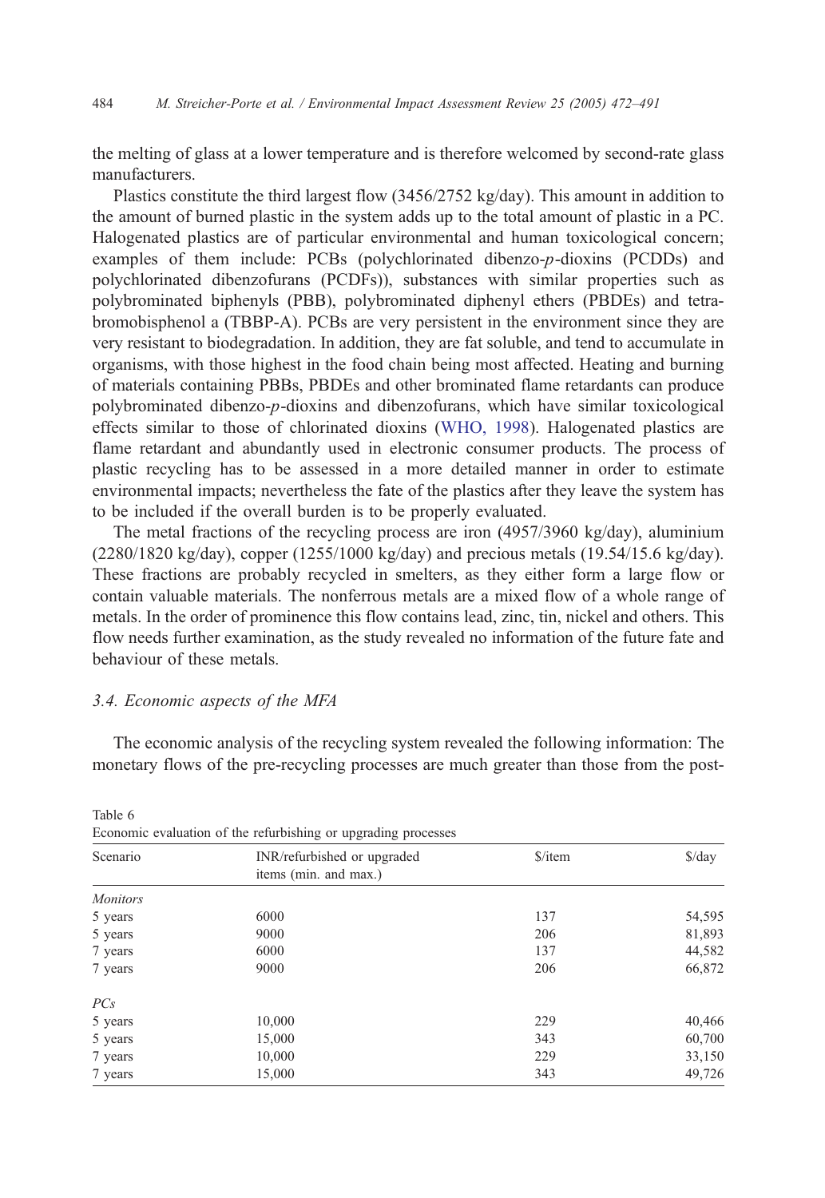the melting of glass at a lower temperature and is therefore welcomed by second-rate glass manufacturers.

Plastics constitute the third largest flow (3456/2752 kg/day). This amount in addition to the amount of burned plastic in the system adds up to the total amount of plastic in a PC. Halogenated plastics are of particular environmental and human toxicological concern; examples of them include: PCBs (polychlorinated dibenzo-*p*-dioxins (PCDDs) and polychlorinated dibenzofurans (PCDFs)), substances with similar properties such as polybrominated biphenyls (PBB), polybrominated diphenyl ethers (PBDEs) and tetrabromobisphenol a (TBBP-A). PCBs are very persistent in the environment since they are very resistant to biodegradation. In addition, they are fat soluble, and tend to accumulate in organisms, with those highest in the food chain being most affected. Heating and burning of materials containing PBBs, PBDEs and other brominated flame retardants can produce polybrominated dibenzo-*p*-dioxins and dibenzofurans, which have similar toxicological effects similar to those of chlorinated dioxins (WHO, 1998). Halogenated plastics are flame retardant and abundantly used in electronic consumer products. The process of plastic recycling has to be assessed in a more detailed manner in order to estimate environmental impacts; nevertheless the fate of the plastics after they leave the system has to be included if the overall burden is to be properly evaluated.

The metal fractions of the recycling process are iron (4957/3960 kg/day), aluminium (2280/1820 kg/day), copper (1255/1000 kg/day) and precious metals (19.54/15.6 kg/day). These fractions are probably recycled in smelters, as they either form a large flow or contain valuable materials. The nonferrous metals are a mixed flow of a whole range of metals. In the order of prominence this flow contains lead, zinc, tin, nickel and others. This flow needs further examination, as the study revealed no information of the future fate and behaviour of these metals.

### 3.4. Economic aspects of the MFA

The economic analysis of the recycling system revealed the following information: The monetary flows of the pre-recycling processes are much greater than those from the post-

Table 6
Economic evaluation of the refurbishing or upgrading processes

| Scenario | INR/refurbished or upgraded items (min. and max.) | $/item | $/day |
|---|---|---|---|
| *Monitors* | | | |
| 5 years | 6000 | 137 | 54,595 |
| 5 years | 9000 | 206 | 81,893 |
| 7 years | 6000 | 137 | 44,582 |
| 7 years | 9000 | 206 | 66,872 |
| *PCs* | | | |
| 5 years | 10,000 | 229 | 40,466 |
| 5 years | 15,000 | 343 | 60,700 |
| 7 years | 10,000 | 229 | 33,150 |
| 7 years | 15,000 | 343 | 49,726 |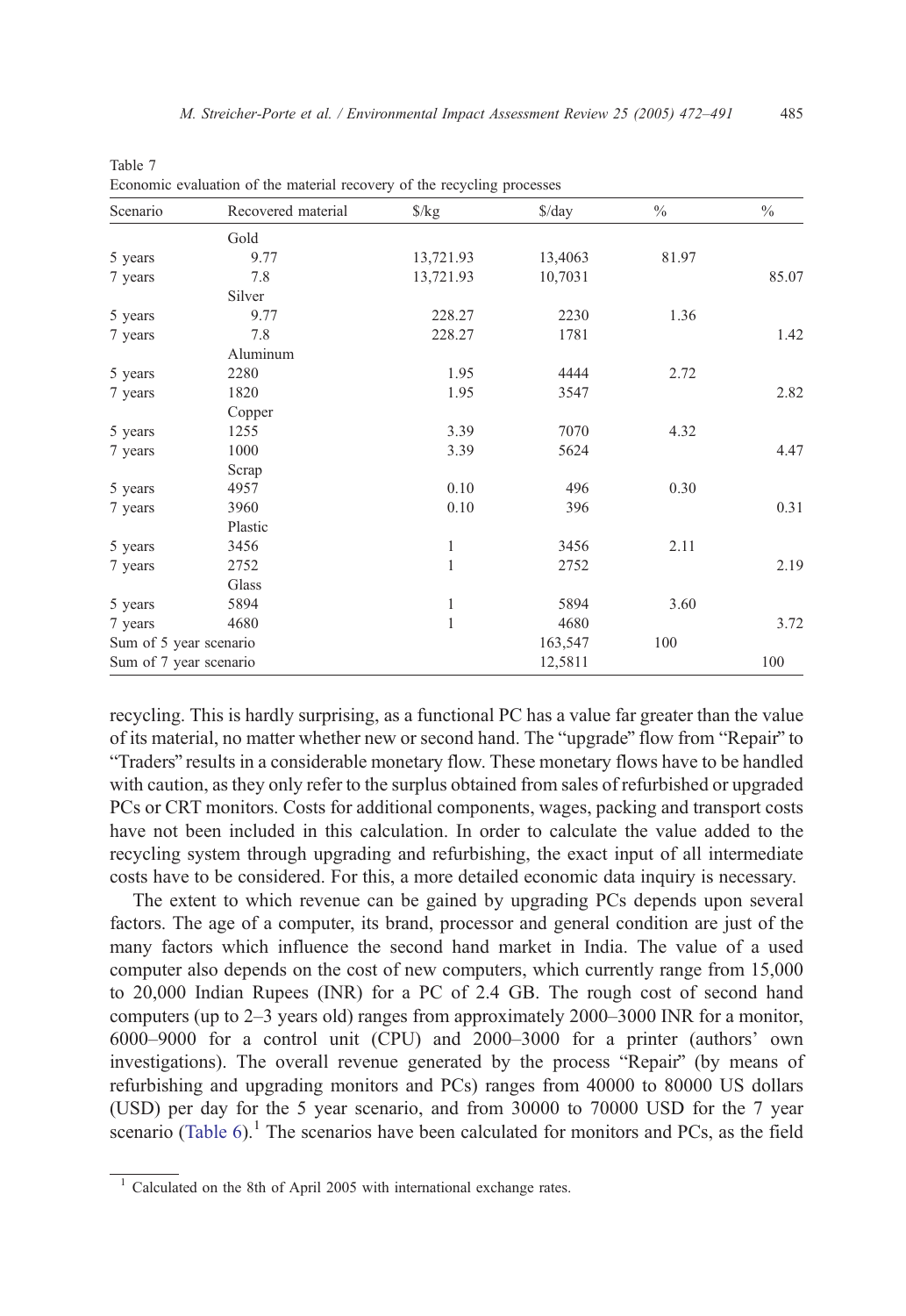Table 7
Economic evaluation of the material recovery of the recycling processes

| Scenario | Recovered material | $/kg | $/day | % | % |
|---|---|---|---|---|---|
| | Gold | | | | |
| 5 years | 9.77 | 13,721.93 | 13,4063 | 81.97 | |
| 7 years | 7.8 | 13,721.93 | 10,7031 | | 85.07 |
| | Silver | | | | |
| 5 years | 9.77 | 228.27 | 2230 | 1.36 | |
| 7 years | 7.8 | 228.27 | 1781 | | 1.42 |
| | Aluminum | | | | |
| 5 years | 2280 | 1.95 | 4444 | 2.72 | |
| 7 years | 1820 | 1.95 | 3547 | | 2.82 |
| | Copper | | | | |
| 5 years | 1255 | 3.39 | 7070 | 4.32 | |
| 7 years | 1000 | 3.39 | 5624 | | 4.47 |
| | Scrap | | | | |
| 5 years | 4957 | 0.10 | 496 | 0.30 | |
| 7 years | 3960 | 0.10 | 396 | | 0.31 |
| | Plastic | | | | |
| 5 years | 3456 | 1 | 3456 | 2.11 | |
| 7 years | 2752 | 1 | 2752 | | 2.19 |
| | Glass | | | | |
| 5 years | 5894 | 1 | 5894 | 3.60 | |
| 7 years | 4680 | 1 | 4680 | | 3.72 |
| Sum of 5 year scenario | | | 163,547 | 100 | |
| Sum of 7 year scenario | | | 12,5811 | | 100 |

recycling. This is hardly surprising, as a functional PC has a value far greater than the value of its material, no matter whether new or second hand. The "upgrade" flow from "Repair" to "Traders" results in a considerable monetary flow. These monetary flows have to be handled with caution, as they only refer to the surplus obtained from sales of refurbished or upgraded PCs or CRT monitors. Costs for additional components, wages, packing and transport costs have not been included in this calculation. In order to calculate the value added to the recycling system through upgrading and refurbishing, the exact input of all intermediate costs have to be considered. For this, a more detailed economic data inquiry is necessary.

The extent to which revenue can be gained by upgrading PCs depends upon several factors. The age of a computer, its brand, processor and general condition are just of the many factors which influence the second hand market in India. The value of a used computer also depends on the cost of new computers, which currently range from 15,000 to 20,000 Indian Rupees (INR) for a PC of 2.4 GB. The rough cost of second hand computers (up to 2–3 years old) ranges from approximately 2000–3000 INR for a monitor, 6000–9000 for a control unit (CPU) and 2000–3000 for a printer (authors' own investigations). The overall revenue generated by the process "Repair" (by means of refurbishing and upgrading monitors and PCs) ranges from 40000 to 80000 US dollars (USD) per day for the 5 year scenario, and from 30000 to 70000 USD for the 7 year scenario (Table 6).[1] The scenarios have been calculated for monitors and PCs, as the field

[1] Calculated on the 8th of April 2005 with international exchange rates.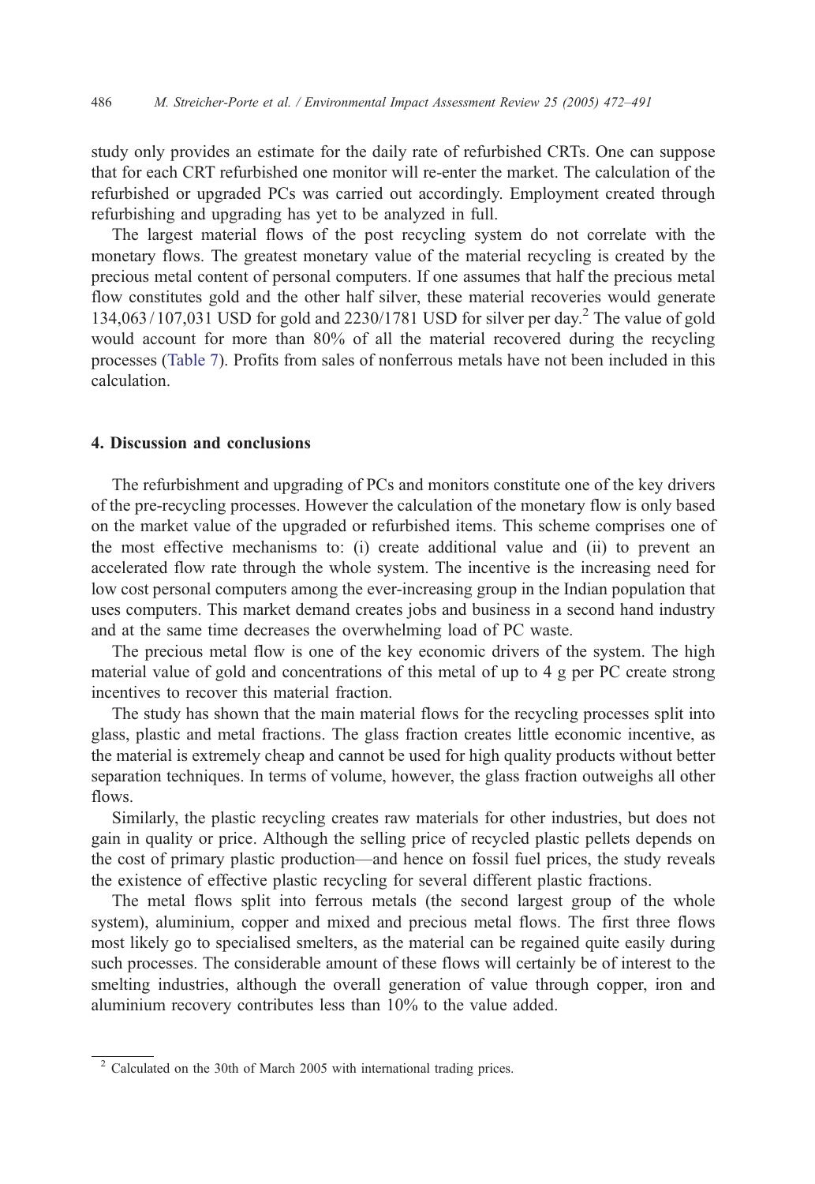study only provides an estimate for the daily rate of refurbished CRTs. One can suppose that for each CRT refurbished one monitor will re-enter the market. The calculation of the refurbished or upgraded PCs was carried out accordingly. Employment created through refurbishing and upgrading has yet to be analyzed in full.

The largest material flows of the post recycling system do not correlate with the monetary flows. The greatest monetary value of the material recycling is created by the precious metal content of personal computers. If one assumes that half the precious metal flow constitutes gold and the other half silver, these material recoveries would generate 134,063 / 107,031 USD for gold and 2230/1781 USD for silver per day.[2] The value of gold would account for more than 80% of all the material recovered during the recycling processes (Table 7). Profits from sales of nonferrous metals have not been included in this calculation.

## 4. Discussion and conclusions

The refurbishment and upgrading of PCs and monitors constitute one of the key drivers of the pre-recycling processes. However the calculation of the monetary flow is only based on the market value of the upgraded or refurbished items. This scheme comprises one of the most effective mechanisms to: (i) create additional value and (ii) to prevent an accelerated flow rate through the whole system. The incentive is the increasing need for low cost personal computers among the ever-increasing group in the Indian population that uses computers. This market demand creates jobs and business in a second hand industry and at the same time decreases the overwhelming load of PC waste.

The precious metal flow is one of the key economic drivers of the system. The high material value of gold and concentrations of this metal of up to 4 g per PC create strong incentives to recover this material fraction.

The study has shown that the main material flows for the recycling processes split into glass, plastic and metal fractions. The glass fraction creates little economic incentive, as the material is extremely cheap and cannot be used for high quality products without better separation techniques. In terms of volume, however, the glass fraction outweighs all other flows.

Similarly, the plastic recycling creates raw materials for other industries, but does not gain in quality or price. Although the selling price of recycled plastic pellets depends on the cost of primary plastic production—and hence on fossil fuel prices, the study reveals the existence of effective plastic recycling for several different plastic fractions.

The metal flows split into ferrous metals (the second largest group of the whole system), aluminium, copper and mixed and precious metal flows. The first three flows most likely go to specialised smelters, as the material can be regained quite easily during such processes. The considerable amount of these flows will certainly be of interest to the smelting industries, although the overall generation of value through copper, iron and aluminium recovery contributes less than 10% to the value added.

[2] Calculated on the 30th of March 2005 with international trading prices.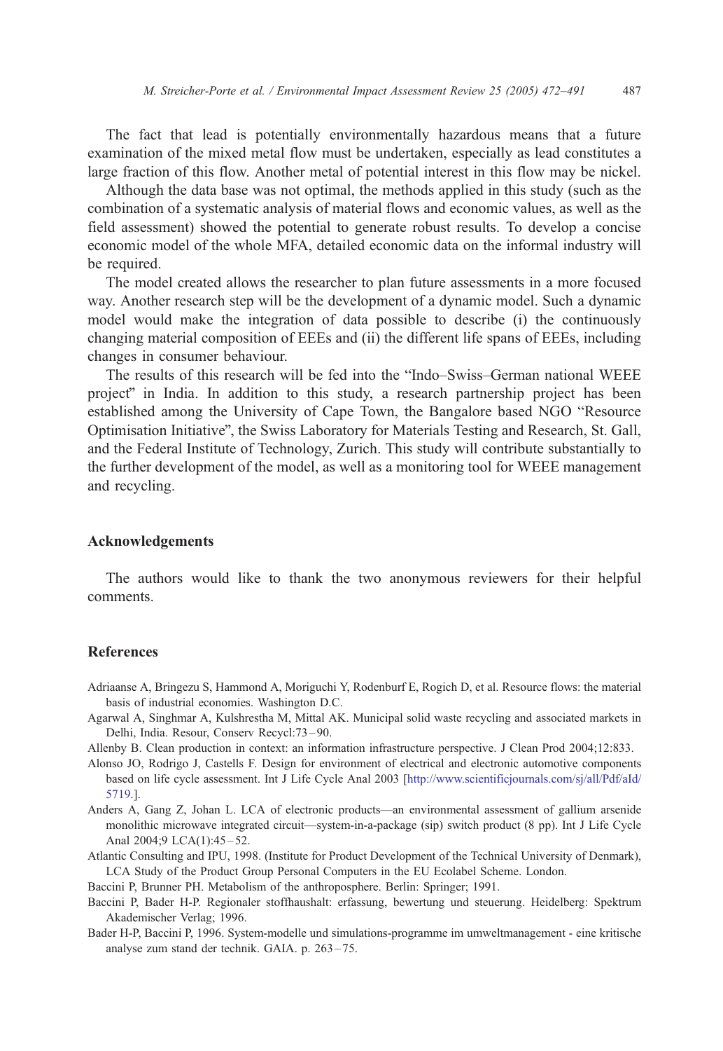The fact that lead is potentially environmentally hazardous means that a future examination of the mixed metal flow must be undertaken, especially as lead constitutes a large fraction of this flow. Another metal of potential interest in this flow may be nickel.

Although the data base was not optimal, the methods applied in this study (such as the combination of a systematic analysis of material flows and economic values, as well as the field assessment) showed the potential to generate robust results. To develop a concise economic model of the whole MFA, detailed economic data on the informal industry will be required.

The model created allows the researcher to plan future assessments in a more focused way. Another research step will be the development of a dynamic model. Such a dynamic model would make the integration of data possible to describe (i) the continuously changing material composition of EEEs and (ii) the different life spans of EEEs, including changes in consumer behaviour.

The results of this research will be fed into the "Indo–Swiss–German national WEEE project" in India. In addition to this study, a research partnership project has been established among the University of Cape Town, the Bangalore based NGO "Resource Optimisation Initiative", the Swiss Laboratory for Materials Testing and Research, St. Gall, and the Federal Institute of Technology, Zurich. This study will contribute substantially to the further development of the model, as well as a monitoring tool for WEEE management and recycling.

## Acknowledgements

The authors would like to thank the two anonymous reviewers for their helpful comments.

## References

Adriaanse A, Bringezu S, Hammond A, Moriguchi Y, Rodenburf E, Rogich D, et al. Resource flows: the material basis of industrial economies. Washington D.C.

Agarwal A, Singhmar A, Kulshrestha M, Mittal AK. Municipal solid waste recycling and associated markets in Delhi, India. Resour, Conserv Recycl:73–90.

Allenby B. Clean production in context: an information infrastructure perspective. J Clean Prod 2004;12:833.

Alonso JO, Rodrigo J, Castells F. Design for environment of electrical and electronic automotive components based on life cycle assessment. Int J Life Cycle Anal 2003 [http://www.scientificjournals.com/sj/all/Pdf/aId/5719.].

Anders A, Gang Z, Johan L. LCA of electronic products—an environmental assessment of gallium arsenide monolithic microwave integrated circuit—system-in-a-package (sip) switch product (8 pp). Int J Life Cycle Anal 2004;9 LCA(1):45–52.

Atlantic Consulting and IPU, 1998. (Institute for Product Development of the Technical University of Denmark), LCA Study of the Product Group Personal Computers in the EU Ecolabel Scheme. London.

Baccini P, Brunner PH. Metabolism of the anthroposphere. Berlin: Springer; 1991.

Baccini P, Bader H-P. Regionaler stoffhaushalt: erfassung, bewertung und steuerung. Heidelberg: Spektrum Akademischer Verlag; 1996.

Bader H-P, Baccini P, 1996. System-modelle und simulations-programme im umweltmanagement - eine kritische analyse zum stand der technik. GAIA. p. 263–75.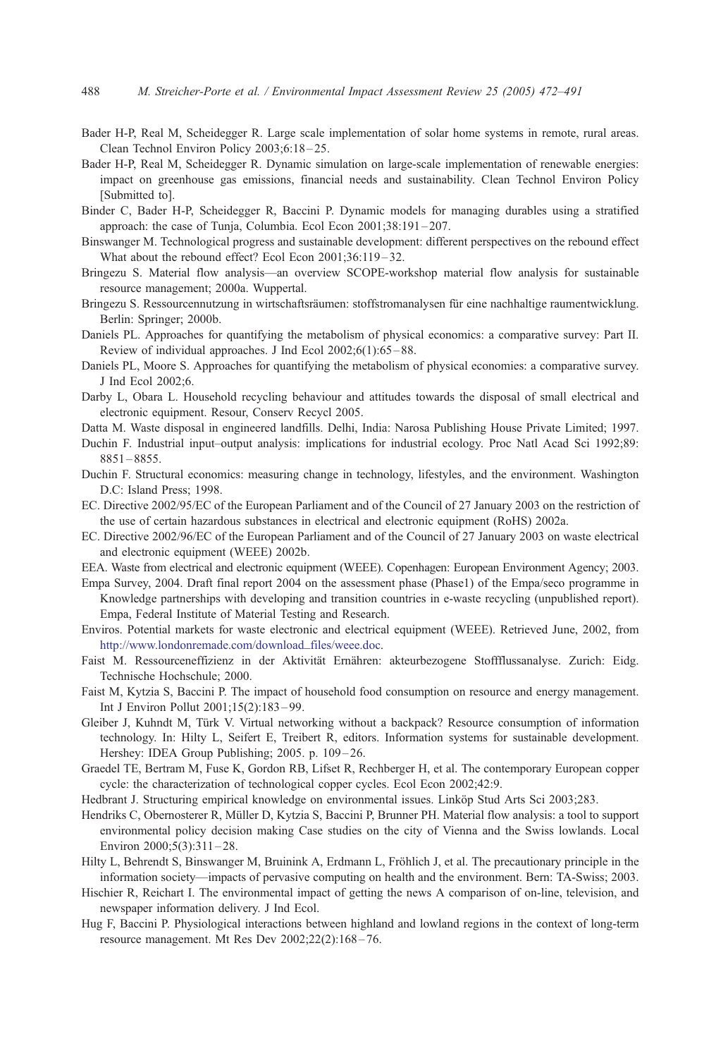Bader H-P, Real M, Scheidegger R. Large scale implementation of solar home systems in remote, rural areas. Clean Technol Environ Policy 2003;6:18–25.

Bader H-P, Real M, Scheidegger R. Dynamic simulation on large-scale implementation of renewable energies: impact on greenhouse gas emissions, financial needs and sustainability. Clean Technol Environ Policy [Submitted to].

Binder C, Bader H-P, Scheidegger R, Baccini P. Dynamic models for managing durables using a stratified approach: the case of Tunja, Columbia. Ecol Econ 2001;38:191–207.

Binswanger M. Technological progress and sustainable development: different perspectives on the rebound effect What about the rebound effect? Ecol Econ 2001;36:119–32.

Bringezu S. Material flow analysis—an overview SCOPE-workshop material flow analysis for sustainable resource management; 2000a. Wuppertal.

Bringezu S. Ressourcennutzung in wirtschaftsräumen: stoffstromanalysen für eine nachhaltige raumentwicklung. Berlin: Springer; 2000b.

Daniels PL. Approaches for quantifying the metabolism of physical economics: a comparative survey: Part II. Review of individual approaches. J Ind Ecol 2002;6(1):65–88.

Daniels PL, Moore S. Approaches for quantifying the metabolism of physical economies: a comparative survey. J Ind Ecol 2002;6.

Darby L, Obara L. Household recycling behaviour and attitudes towards the disposal of small electrical and electronic equipment. Resour, Conserv Recycl 2005.

Datta M. Waste disposal in engineered landfills. Delhi, India: Narosa Publishing House Private Limited; 1997.

Duchin F. Industrial input–output analysis: implications for industrial ecology. Proc Natl Acad Sci 1992;89: 8851–8855.

Duchin F. Structural economics: measuring change in technology, lifestyles, and the environment. Washington D.C: Island Press; 1998.

EC. Directive 2002/95/EC of the European Parliament and of the Council of 27 January 2003 on the restriction of the use of certain hazardous substances in electrical and electronic equipment (RoHS) 2002a.

EC. Directive 2002/96/EC of the European Parliament and of the Council of 27 January 2003 on waste electrical and electronic equipment (WEEE) 2002b.

EEA. Waste from electrical and electronic equipment (WEEE). Copenhagen: European Environment Agency; 2003.

Empa Survey, 2004. Draft final report 2004 on the assessment phase (Phase1) of the Empa/seco programme in Knowledge partnerships with developing and transition countries in e-waste recycling (unpublished report). Empa, Federal Institute of Material Testing and Research.

Enviros. Potential markets for waste electronic and electrical equipment (WEEE). Retrieved June, 2002, from http://www.londonremade.com/download_files/weee.doc.

Faist M. Ressourceneffizienz in der Aktivität Ernähren: akteurbezogene Stoffflussanalyse. Zurich: Eidg. Technische Hochschule; 2000.

Faist M, Kytzia S, Baccini P. The impact of household food consumption on resource and energy management. Int J Environ Pollut 2001;15(2):183–99.

Gleiber J, Kuhndt M, Türk V. Virtual networking without a backpack? Resource consumption of information technology. In: Hilty L, Seifert E, Treibert R, editors. Information systems for sustainable development. Hershey: IDEA Group Publishing; 2005. p. 109–26.

Graedel TE, Bertram M, Fuse K, Gordon RB, Lifset R, Rechberger H, et al. The contemporary European copper cycle: the characterization of technological copper cycles. Ecol Econ 2002;42:9.

Hedbrant J. Structuring empirical knowledge on environmental issues. Linköp Stud Arts Sci 2003;283.

Hendriks C, Obernosterer R, Müller D, Kytzia S, Baccini P, Brunner PH. Material flow analysis: a tool to support environmental policy decision making Case studies on the city of Vienna and the Swiss lowlands. Local Environ 2000;5(3):311–28.

Hilty L, Behrendt S, Binswanger M, Bruinink A, Erdmann L, Fröhlich J, et al. The precautionary principle in the information society—impacts of pervasive computing on health and the environment. Bern: TA-Swiss; 2003.

Hischier R, Reichart I. The environmental impact of getting the news A comparison of on-line, television, and newspaper information delivery. J Ind Ecol.

Hug F, Baccini P. Physiological interactions between highland and lowland regions in the context of long-term resource management. Mt Res Dev 2002;22(2):168–76.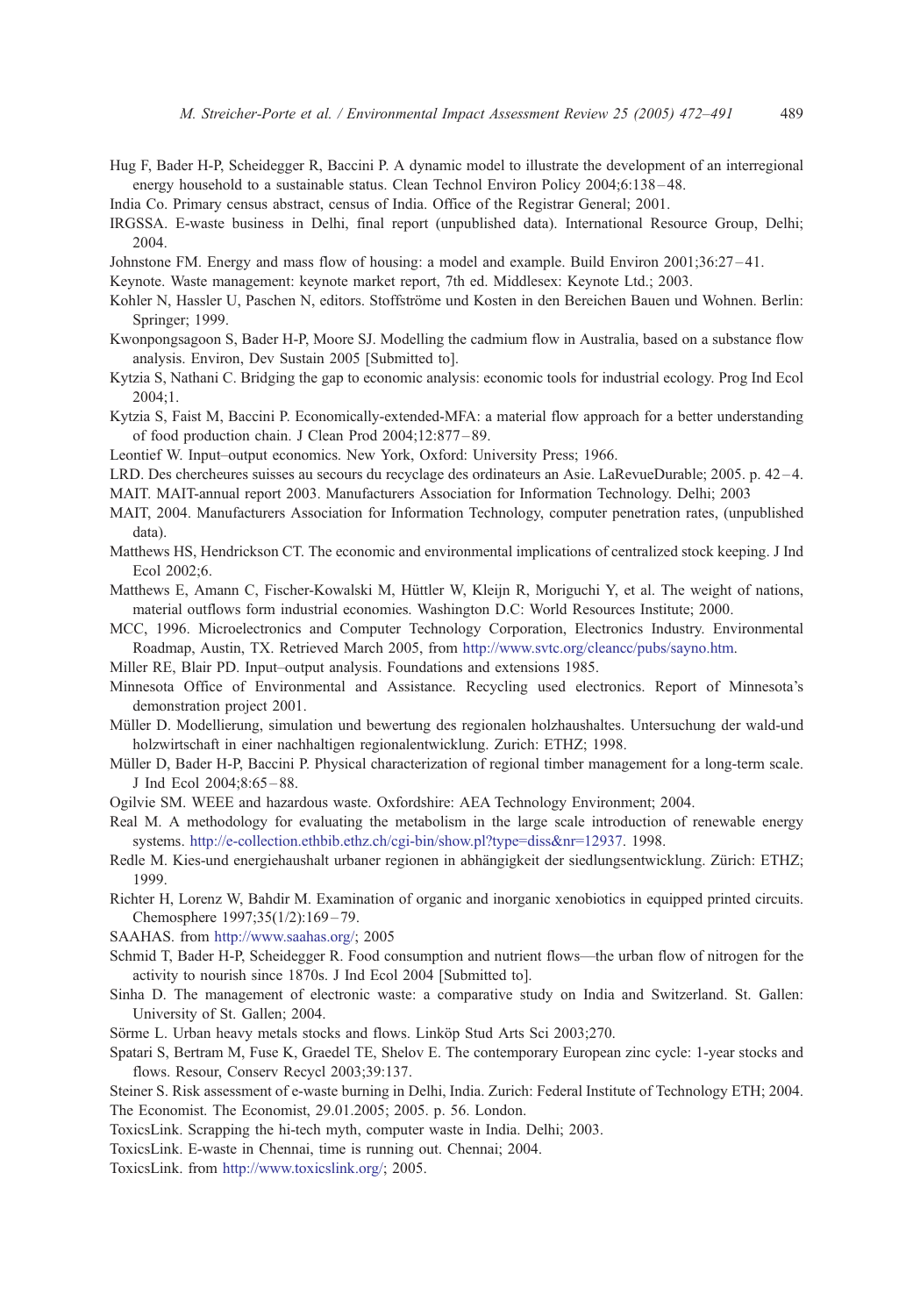Hug F, Bader H-P, Scheidegger R, Baccini P. A dynamic model to illustrate the development of an interregional energy household to a sustainable status. Clean Technol Environ Policy 2004;6:138–48.

India Co. Primary census abstract, census of India. Office of the Registrar General; 2001.

IRGSSA. E-waste business in Delhi, final report (unpublished data). International Resource Group, Delhi; 2004.

Johnstone FM. Energy and mass flow of housing: a model and example. Build Environ 2001;36:27–41.

Keynote. Waste management: keynote market report, 7th ed. Middlesex: Keynote Ltd.; 2003.

Kohler N, Hassler U, Paschen N, editors. Stoffströme und Kosten in den Bereichen Bauen und Wohnen. Berlin: Springer; 1999.

Kwonpongsagoon S, Bader H-P, Moore SJ. Modelling the cadmium flow in Australia, based on a substance flow analysis. Environ, Dev Sustain 2005 [Submitted to].

Kytzia S, Nathani C. Bridging the gap to economic analysis: economic tools for industrial ecology. Prog Ind Ecol 2004;1.

Kytzia S, Faist M, Baccini P. Economically-extended-MFA: a material flow approach for a better understanding of food production chain. J Clean Prod 2004;12:877–89.

Leontief W. Input–output economics. New York, Oxford: University Press; 1966.

LRD. Des chercheurs suisses au secours du recyclage des ordinateurs an Asie. LaRevueDurable; 2005. p. 42–4.

MAIT. MAIT-annual report 2003. Manufacturers Association for Information Technology. Delhi; 2003

MAIT, 2004. Manufacturers Association for Information Technology, computer penetration rates, (unpublished data).

Matthews HS, Hendrickson CT. The economic and environmental implications of centralized stock keeping. J Ind Ecol 2002;6.

Matthews E, Amann C, Fischer-Kowalski M, Hüttler W, Kleijn R, Moriguchi Y, et al. The weight of nations, material outflows form industrial economies. Washington D.C: World Resources Institute; 2000.

MCC, 1996. Microelectronics and Computer Technology Corporation, Electronics Industry. Environmental Roadmap, Austin, TX. Retrieved March 2005, from http://www.svtc.org/cleancc/pubs/sayno.htm.

Miller RE, Blair PD. Input–output analysis. Foundations and extensions 1985.

Minnesota Office of Environmental and Assistance. Recycling used electronics. Report of Minnesota's demonstration project 2001.

Müller D. Modellierung, simulation und bewertung des regionalen holzhaushaltes. Untersuchung der wald-und holzwirtschaft in einer nachhaltigen regionalentwicklung. Zurich: ETHZ; 1998.

Müller D, Bader H-P, Baccini P. Physical characterization of regional timber management for a long-term scale. J Ind Ecol 2004;8:65–88.

Ogilvie SM. WEEE and hazardous waste. Oxfordshire: AEA Technology Environment; 2004.

Real M. A methodology for evaluating the metabolism in the large scale introduction of renewable energy systems. http://e-collection.ethbib.ethz.ch/cgi-bin/show.pl?type=diss&nr=12937. 1998.

Redle M. Kies-und energiehaushalt urbaner regionen in abhängigkeit der siedlungsentwicklung. Zürich: ETHZ; 1999.

Richter H, Lorenz W, Bahdir M. Examination of organic and inorganic xenobiotics in equipped printed circuits. Chemosphere 1997;35(1/2):169–79.

SAAHAS. from http://www.saahas.org/; 2005

Schmid T, Bader H-P, Scheidegger R. Food consumption and nutrient flows—the urban flow of nitrogen for the activity to nourish since 1870s. J Ind Ecol 2004 [Submitted to].

Sinha D. The management of electronic waste: a comparative study on India and Switzerland. St. Gallen: University of St. Gallen; 2004.

Sörme L. Urban heavy metals stocks and flows. Linköp Stud Arts Sci 2003;270.

Spatari S, Bertram M, Fuse K, Graedel TE, Shelov E. The contemporary European zinc cycle: 1-year stocks and flows. Resour, Conserv Recycl 2003;39:137.

Steiner S. Risk assessment of e-waste burning in Delhi, India. Zurich: Federal Institute of Technology ETH; 2004.

The Economist. The Economist, 29.01.2005; 2005. p. 56. London.

ToxicsLink. Scrapping the hi-tech myth, computer waste in India. Delhi; 2003.

ToxicsLink. E-waste in Chennai, time is running out. Chennai; 2004.

ToxicsLink. from http://www.toxicslink.org/; 2005.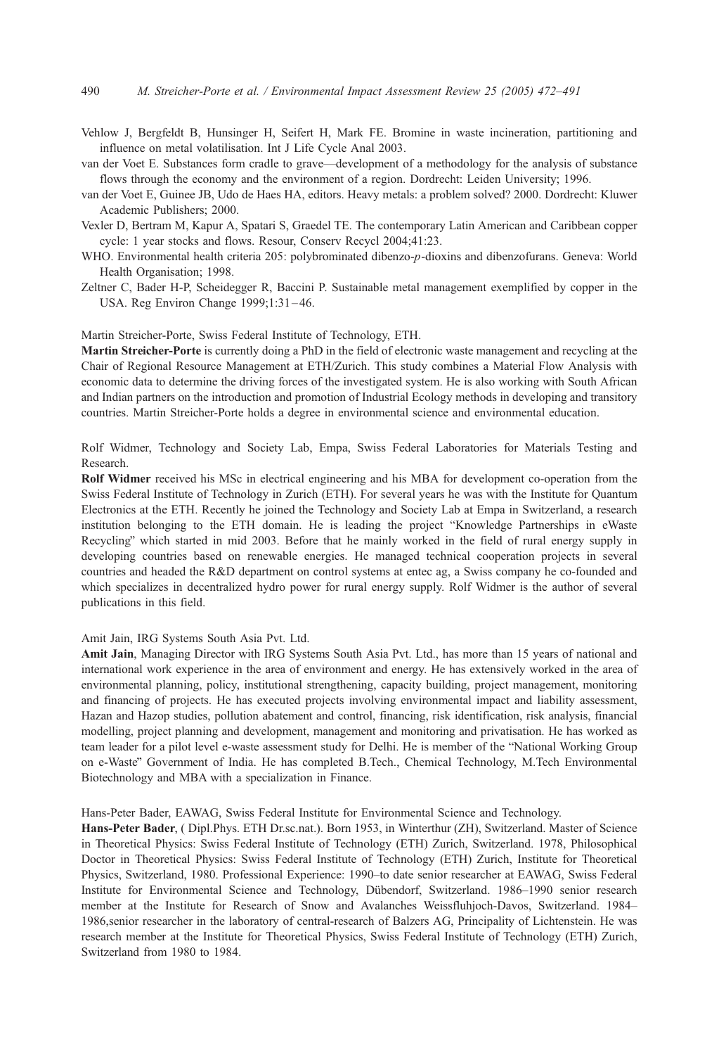Vehlow J, Bergfeldt B, Hunsinger H, Seifert H, Mark FE. Bromine in waste incineration, partitioning and influence on metal volatilisation. Int J Life Cycle Anal 2003.

van der Voet E. Substances form cradle to grave—development of a methodology for the analysis of substance flows through the economy and the environment of a region. Dordrecht: Leiden University; 1996.

van der Voet E, Guinee JB, Udo de Haes HA, editors. Heavy metals: a problem solved? 2000. Dordrecht: Kluwer Academic Publishers; 2000.

Vexler D, Bertram M, Kapur A, Spatari S, Graedel TE. The contemporary Latin American and Caribbean copper cycle: 1 year stocks and flows. Resour, Conserv Recycl 2004;41:23.

WHO. Environmental health criteria 205: polybrominated dibenzo-*p*-dioxins and dibenzofurans. Geneva: World Health Organisation; 1998.

Zeltner C, Bader H-P, Scheidegger R, Baccini P. Sustainable metal management exemplified by copper in the USA. Reg Environ Change 1999;1:31–46.

Martin Streicher-Porte, Swiss Federal Institute of Technology, ETH.

**Martin Streicher-Porte** is currently doing a PhD in the field of electronic waste management and recycling at the Chair of Regional Resource Management at ETH/Zurich. This study combines a Material Flow Analysis with economic data to determine the driving forces of the investigated system. He is also working with South African and Indian partners on the introduction and promotion of Industrial Ecology methods in developing and transitory countries. Martin Streicher-Porte holds a degree in environmental science and environmental education.

Rolf Widmer, Technology and Society Lab, Empa, Swiss Federal Laboratories for Materials Testing and Research.

**Rolf Widmer** received his MSc in electrical engineering and his MBA for development co-operation from the Swiss Federal Institute of Technology in Zurich (ETH). For several years he was with the Institute for Quantum Electronics at the ETH. Recently he joined the Technology and Society Lab at Empa in Switzerland, a research institution belonging to the ETH domain. He is leading the project "Knowledge Partnerships in eWaste Recycling" which started in mid 2003. Before that he mainly worked in the field of rural energy supply in developing countries based on renewable energies. He managed technical cooperation projects in several countries and headed the R&D department on control systems at entec ag, a Swiss company he co-founded and which specializes in decentralized hydro power for rural energy supply. Rolf Widmer is the author of several publications in this field.

Amit Jain, IRG Systems South Asia Pvt. Ltd.

**Amit Jain**, Managing Director with IRG Systems South Asia Pvt. Ltd., has more than 15 years of national and international work experience in the area of environment and energy. He has extensively worked in the area of environmental planning, policy, institutional strengthening, capacity building, project management, monitoring and financing of projects. He has executed projects involving environmental impact and liability assessment, Hazan and Hazop studies, pollution abatement and control, financing, risk identification, risk analysis, financial modelling, project planning and development, management and monitoring and privatisation. He has worked as team leader for a pilot level e-waste assessment study for Delhi. He is member of the "National Working Group on e-Waste" Government of India. He has completed B.Tech., Chemical Technology, M.Tech Environmental Biotechnology and MBA with a specialization in Finance.

Hans-Peter Bader, EAWAG, Swiss Federal Institute for Environmental Science and Technology.

**Hans-Peter Bader**, ( Dipl.Phys. ETH Dr.sc.nat.). Born 1953, in Winterthur (ZH), Switzerland. Master of Science in Theoretical Physics: Swiss Federal Institute of Technology (ETH) Zurich, Switzerland. 1978, Philosophical Doctor in Theoretical Physics: Swiss Federal Institute of Technology (ETH) Zurich, Institute for Theoretical Physics, Switzerland, 1980. Professional Experience: 1990–to date senior researcher at EAWAG, Swiss Federal Institute for Environmental Science and Technology, Dübendorf, Switzerland. 1986–1990 senior research member at the Institute for Research of Snow and Avalanches Weissfluhjoch-Davos, Switzerland. 1984–1986,senior researcher in the laboratory of central-research of Balzers AG, Principality of Lichtenstein. He was research member at the Institute for Theoretical Physics, Swiss Federal Institute of Technology (ETH) Zurich, Switzerland from 1980 to 1984.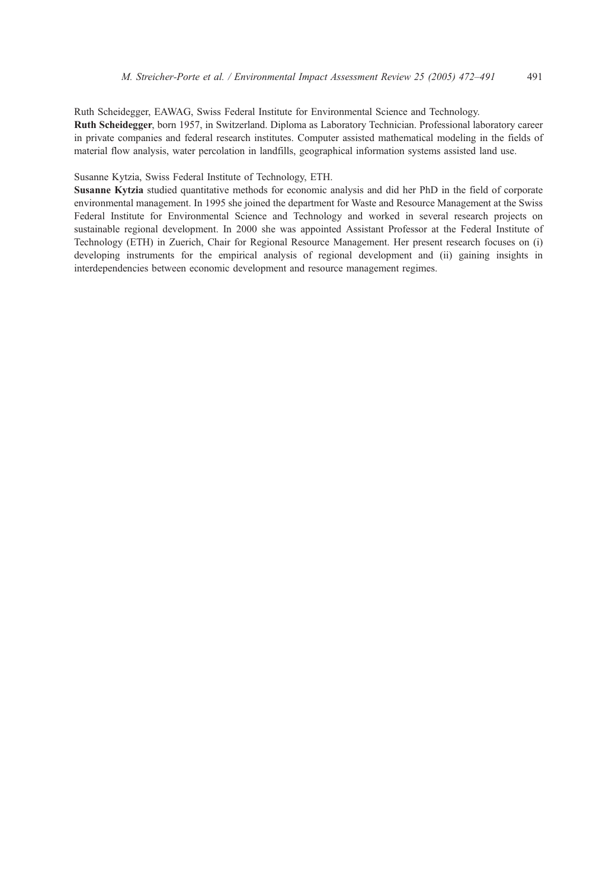Ruth Scheidegger, EAWAG, Swiss Federal Institute for Environmental Science and Technology.

**Ruth Scheidegger**, born 1957, in Switzerland. Diploma as Laboratory Technician. Professional laboratory career in private companies and federal research institutes. Computer assisted mathematical modeling in the fields of material flow analysis, water percolation in landfills, geographical information systems assisted land use.

Susanne Kytzia, Swiss Federal Institute of Technology, ETH.

**Susanne Kytzia** studied quantitative methods for economic analysis and did her PhD in the field of corporate environmental management. In 1995 she joined the department for Waste and Resource Management at the Swiss Federal Institute for Environmental Science and Technology and worked in several research projects on sustainable regional development. In 2000 she was appointed Assistant Professor at the Federal Institute of Technology (ETH) in Zuerich, Chair for Regional Resource Management. Her present research focuses on (i) developing instruments for the empirical analysis of regional development and (ii) gaining insights in interdependencies between economic development and resource management regimes.